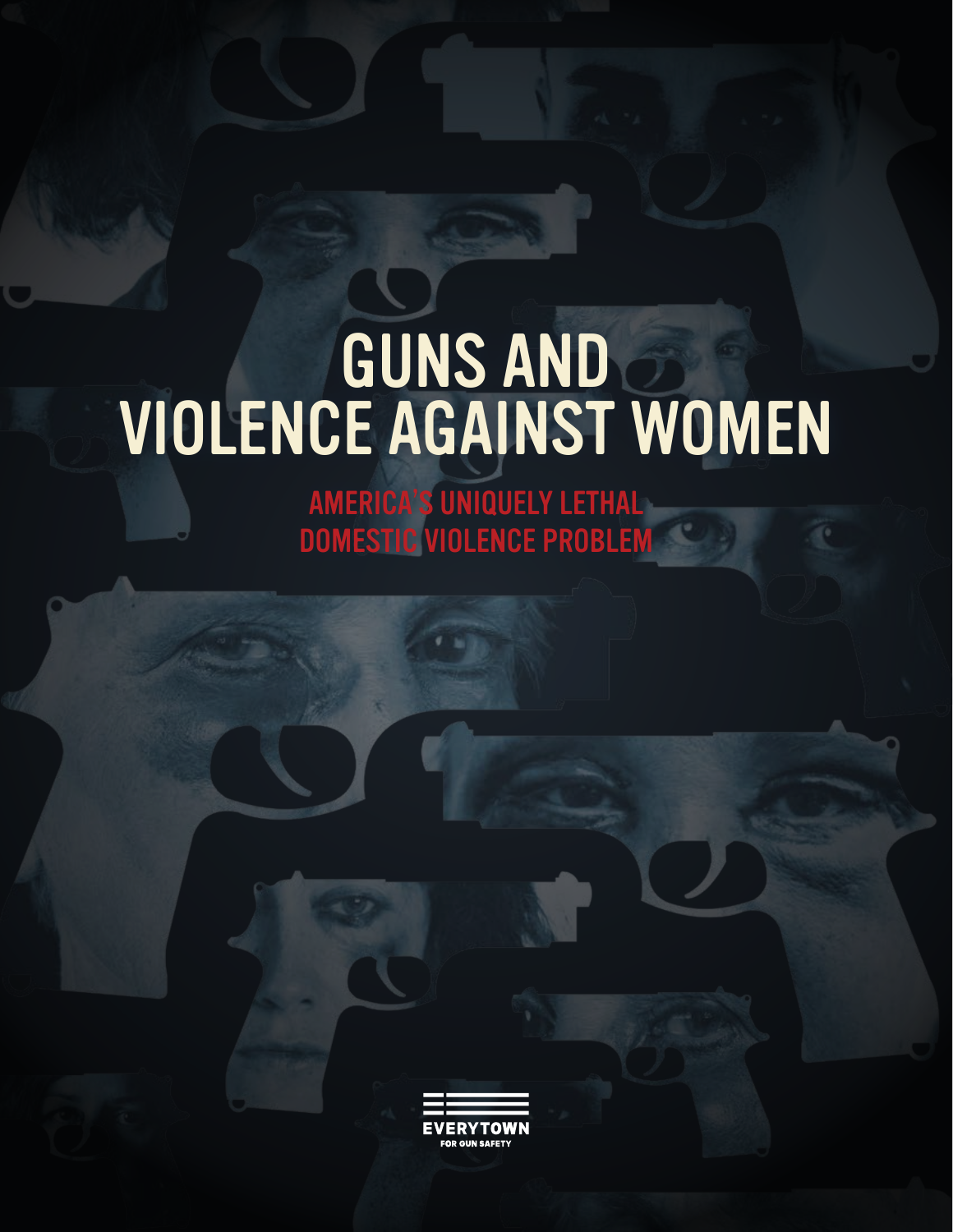# GUNS AND VIOLENCE AGAINST WOMEN

## AMERICA'S UNIQUELY LETHAL DOMESTIC VIOLENCE PROBLEM

EVERYTOWN FOR GUN SAFETY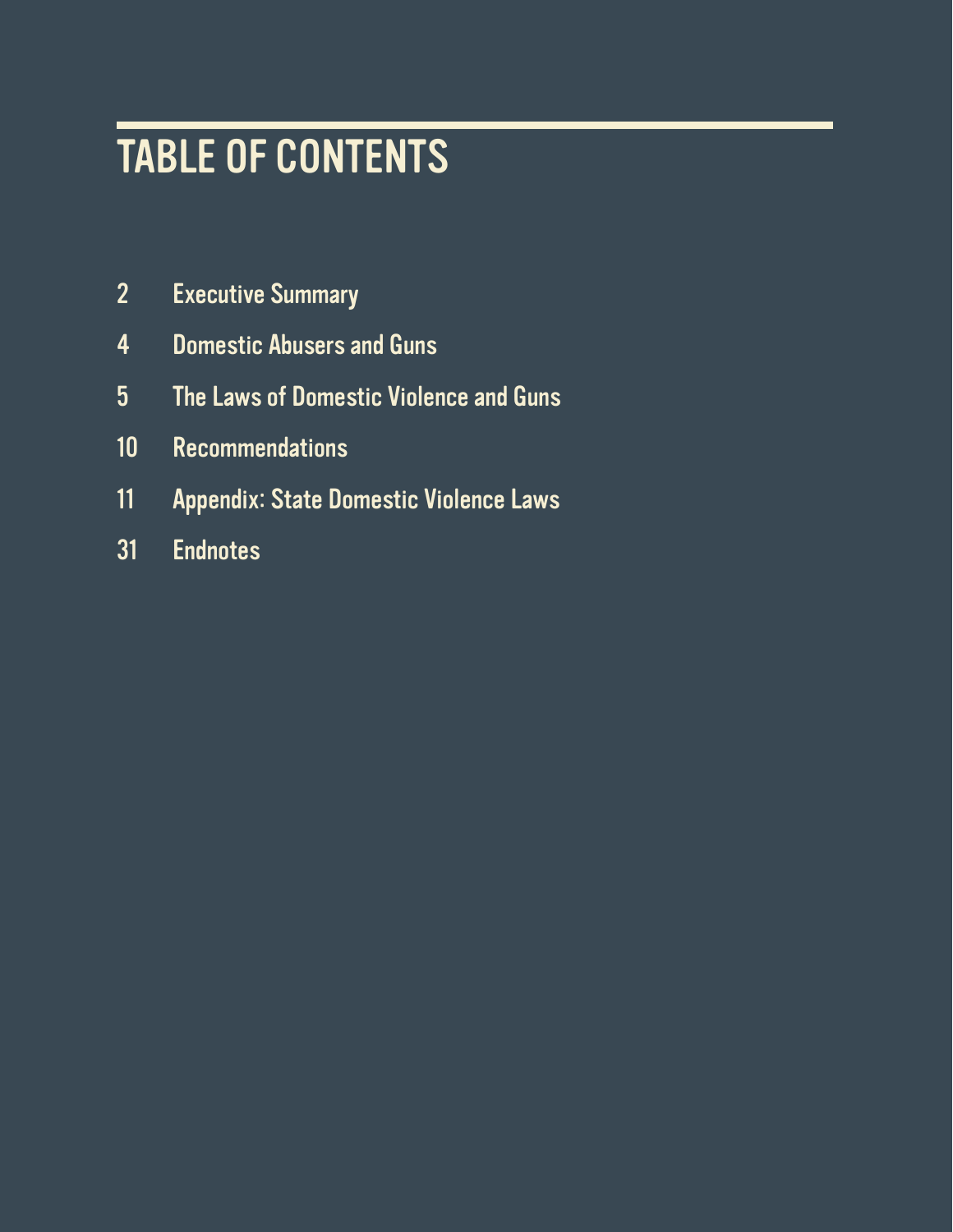# TABLE OF CONTENTS

2 Executive Summary

4 Domestic Abusers and Guns

5 The Laws of Domestic Violence and Guns

10 Recommendations

11 Appendix: State Domestic Violence Laws

31 Endnotes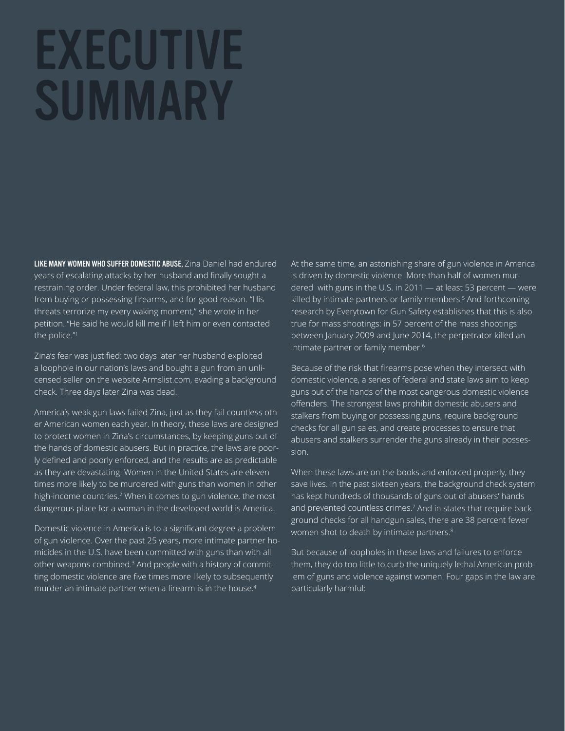# EXECUTIVE SUMMARY

**LIKE MANY WOMEN WHO SUFFER DOMESTIC ABUSE,** Zina Daniel had endured years of escalating attacks by her husband and finally sought a restraining order. Under federal law, this prohibited her husband from buying or possessing firearms, and for good reason. "His threats terrorize my every waking moment," she wrote in her petition. "He said he would kill me if I left him or even contacted the police."[1]

Zina's fear was justified: two days later her husband exploited a loophole in our nation's laws and bought a gun from an unlicensed seller on the website Armslist.com, evading a background check. Three days later Zina was dead.

America's weak gun laws failed Zina, just as they fail countless other American women each year. In theory, these laws are designed to protect women in Zina's circumstances, by keeping guns out of the hands of domestic abusers. But in practice, the laws are poorly defined and poorly enforced, and the results are as predictable as they are devastating. Women in the United States are eleven times more likely to be murdered with guns than women in other high-income countries.[2] When it comes to gun violence, the most dangerous place for a woman in the developed world is America.

Domestic violence in America is to a significant degree a problem of gun violence. Over the past 25 years, more intimate partner homicides in the U.S. have been committed with guns than with all other weapons combined.[3] And people with a history of committing domestic violence are five times more likely to subsequently murder an intimate partner when a firearm is in the house.[4]

At the same time, an astonishing share of gun violence in America is driven by domestic violence. More than half of women murdered with guns in the U.S. in 2011 — at least 53 percent — were killed by intimate partners or family members.[5] And forthcoming research by Everytown for Gun Safety establishes that this is also true for mass shootings: in 57 percent of the mass shootings between January 2009 and June 2014, the perpetrator killed an intimate partner or family member.[6]

Because of the risk that firearms pose when they intersect with domestic violence, a series of federal and state laws aim to keep guns out of the hands of the most dangerous domestic violence offenders. The strongest laws prohibit domestic abusers and stalkers from buying or possessing guns, require background checks for all gun sales, and create processes to ensure that abusers and stalkers surrender the guns already in their possession.

When these laws are on the books and enforced properly, they save lives. In the past sixteen years, the background check system has kept hundreds of thousands of guns out of abusers' hands and prevented countless crimes.[7] And in states that require background checks for all handgun sales, there are 38 percent fewer women shot to death by intimate partners.[8]

But because of loopholes in these laws and failures to enforce them, they do too little to curb the uniquely lethal American problem of guns and violence against women. Four gaps in the law are particularly harmful: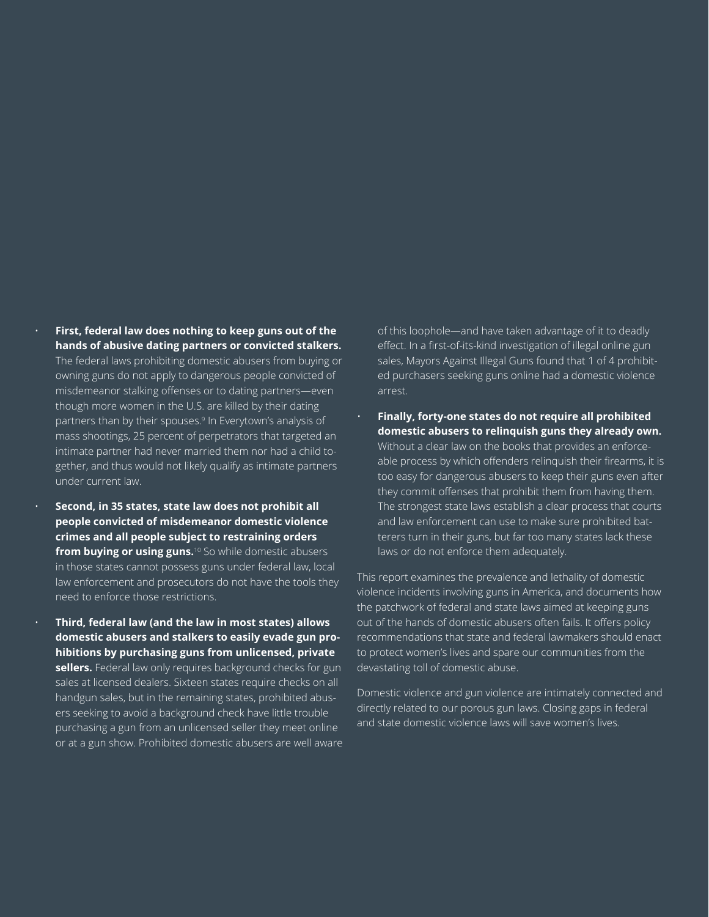- **First, federal law does nothing to keep guns out of the hands of abusive dating partners or convicted stalkers.** The federal laws prohibiting domestic abusers from buying or owning guns do not apply to dangerous people convicted of misdemeanor stalking offenses or to dating partners—even though more women in the U.S. are killed by their dating partners than by their spouses.[9] In Everytown's analysis of mass shootings, 25 percent of perpetrators that targeted an intimate partner had never married them nor had a child together, and thus would not likely qualify as intimate partners under current law.

- **Second, in 35 states, state law does not prohibit all people convicted of misdemeanor domestic violence crimes and all people subject to restraining orders from buying or using guns.**[10] So while domestic abusers in those states cannot possess guns under federal law, local law enforcement and prosecutors do not have the tools they need to enforce those restrictions.

- **Third, federal law (and the law in most states) allows domestic abusers and stalkers to easily evade gun prohibitions by purchasing guns from unlicensed, private sellers.** Federal law only requires background checks for gun sales at licensed dealers. Sixteen states require checks on all handgun sales, but in the remaining states, prohibited abusers seeking to avoid a background check have little trouble purchasing a gun from an unlicensed seller they meet online or at a gun show. Prohibited domestic abusers are well aware of this loophole—and have taken advantage of it to deadly effect. In a first-of-its-kind investigation of illegal online gun sales, Mayors Against Illegal Guns found that 1 of 4 prohibited purchasers seeking guns online had a domestic violence arrest.

- **Finally, forty-one states do not require all prohibited domestic abusers to relinquish guns they already own.** Without a clear law on the books that provides an enforceable process by which offenders relinquish their firearms, it is too easy for dangerous abusers to keep their guns even after they commit offenses that prohibit them from having them. The strongest state laws establish a clear process that courts and law enforcement can use to make sure prohibited batterers turn in their guns, but far too many states lack these laws or do not enforce them adequately.

This report examines the prevalence and lethality of domestic violence incidents involving guns in America, and documents how the patchwork of federal and state laws aimed at keeping guns out of the hands of domestic abusers often fails. It offers policy recommendations that state and federal lawmakers should enact to protect women's lives and spare our communities from the devastating toll of domestic abuse.

Domestic violence and gun violence are intimately connected and directly related to our porous gun laws. Closing gaps in federal and state domestic violence laws will save women's lives.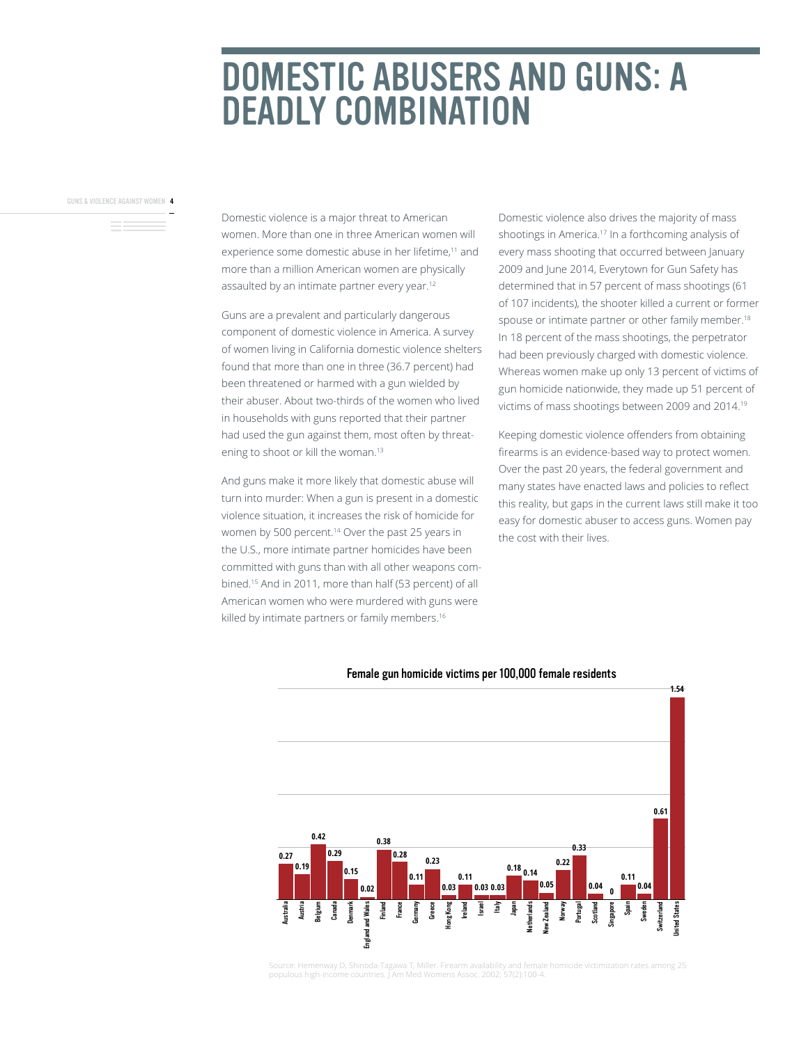# DOMESTIC ABUSERS AND GUNS: A DEADLY COMBINATION

Domestic violence is a major threat to American women. More than one in three American women will experience some domestic abuse in her lifetime,[11] and more than a million American women are physically assaulted by an intimate partner every year.[12]

Guns are a prevalent and particularly dangerous component of domestic violence in America. A survey of women living in California domestic violence shelters found that more than one in three (36.7 percent) had been threatened or harmed with a gun wielded by their abuser. About two-thirds of the women who lived in households with guns reported that their partner had used the gun against them, most often by threatening to shoot or kill the woman.[13]

And guns make it more likely that domestic abuse will turn into murder: When a gun is present in a domestic violence situation, it increases the risk of homicide for women by 500 percent.[14] Over the past 25 years in the U.S., more intimate partner homicides have been committed with guns than with all other weapons combined.[15] And in 2011, more than half (53 percent) of all American women who were murdered with guns were killed by intimate partners or family members.[16]

Domestic violence also drives the majority of mass shootings in America.[17] In a forthcoming analysis of every mass shooting that occurred between January 2009 and June 2014, Everytown for Gun Safety has determined that in 57 percent of mass shootings (61 of 107 incidents), the shooter killed a current or former spouse or intimate partner or other family member.[18] In 18 percent of the mass shootings, the perpetrator had been previously charged with domestic violence. Whereas women make up only 13 percent of victims of gun homicide nationwide, they made up 51 percent of victims of mass shootings between 2009 and 2014.[19]

Keeping domestic violence offenders from obtaining firearms is an evidence-based way to protect women. Over the past 20 years, the federal government and many states have enacted laws and policies to reflect this reality, but gaps in the current laws still make it too easy for domestic abuser to access guns. Women pay the cost with their lives.

**Female gun homicide victims per 100,000 female residents**

| Country | Rate |
|---|---|
| Australia | 0.27 |
| Austria | 0.19 |
| Belgium | 0.42 |
| Canada | 0.29 |
| Denmark | 0.15 |
| England and Wales | 0.02 |
| Finland | 0.38 |
| France | 0.28 |
| Germany | 0.11 |
| Greece | 0.23 |
| Hong Kong | 0.03 |
| Ireland | 0.11 |
| Israel | 0.03 |
| Italy | 0.03 |
| Japan | 0.18 |
| Netherlands | 0.14 |
| New Zealand | 0.05 |
| Norway | 0.22 |
| Portugal | 0.33 |
| Scotland | 0.04 |
| Singapore | 0 |
| Spain | 0.11 |
| Sweden | 0.04 |
| Switzerland | 0.61 |
| United States | 1.54 |

Source: Hemenway D, Shinoda-Tagawa T, Miller. Firearm availability and female homicide victimization rates among 25 populous high-income countries. J Am Med Womens Assoc. 2002; 57(2):100-4.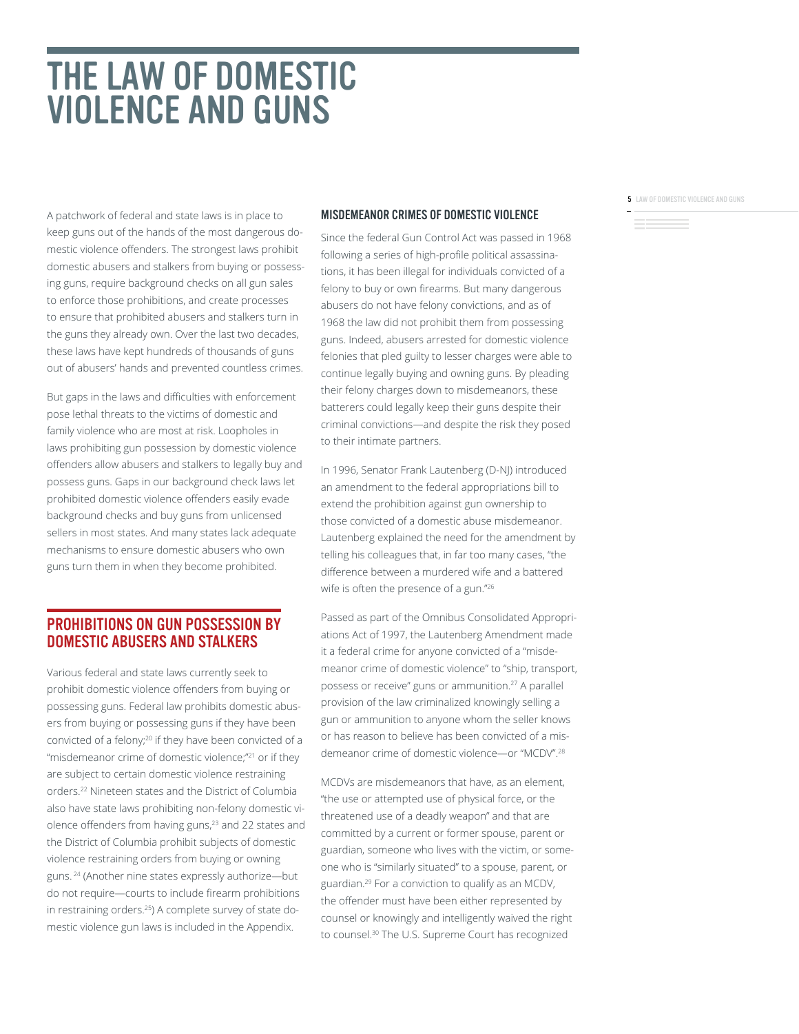# THE LAW OF DOMESTIC VIOLENCE AND GUNS

A patchwork of federal and state laws is in place to keep guns out of the hands of the most dangerous domestic violence offenders. The strongest laws prohibit domestic abusers and stalkers from buying or possessing guns, require background checks on all gun sales to enforce those prohibitions, and create processes to ensure that prohibited abusers and stalkers turn in the guns they already own. Over the last two decades, these laws have kept hundreds of thousands of guns out of abusers' hands and prevented countless crimes.

But gaps in the laws and difficulties with enforcement pose lethal threats to the victims of domestic and family violence who are most at risk. Loopholes in laws prohibiting gun possession by domestic violence offenders allow abusers and stalkers to legally buy and possess guns. Gaps in our background check laws let prohibited domestic violence offenders easily evade background checks and buy guns from unlicensed sellers in most states. And many states lack adequate mechanisms to ensure domestic abusers who own guns turn them in when they become prohibited.

## PROHIBITIONS ON GUN POSSESSION BY DOMESTIC ABUSERS AND STALKERS

Various federal and state laws currently seek to prohibit domestic violence offenders from buying or possessing guns. Federal law prohibits domestic abusers from buying or possessing guns if they have been convicted of a felony;[20] if they have been convicted of a "misdemeanor crime of domestic violence;"[21] or if they are subject to certain domestic violence restraining orders.[22] Nineteen states and the District of Columbia also have state laws prohibiting non-felony domestic violence offenders from having guns,[23] and 22 states and the District of Columbia prohibit subjects of domestic violence restraining orders from buying or owning guns.[24] (Another nine states expressly authorize—but do not require—courts to include firearm prohibitions in restraining orders.[25]) A complete survey of state domestic violence gun laws is included in the Appendix.

### MISDEMEANOR CRIMES OF DOMESTIC VIOLENCE

Since the federal Gun Control Act was passed in 1968 following a series of high-profile political assassinations, it has been illegal for individuals convicted of a felony to buy or own firearms. But many dangerous abusers do not have felony convictions, and as of 1968 the law did not prohibit them from possessing guns. Indeed, abusers arrested for domestic violence felonies that pled guilty to lesser charges were able to continue legally buying and owning guns. By pleading their felony charges down to misdemeanors, these batterers could legally keep their guns despite their criminal convictions—and despite the risk they posed to their intimate partners.

In 1996, Senator Frank Lautenberg (D-NJ) introduced an amendment to the federal appropriations bill to extend the prohibition against gun ownership to those convicted of a domestic abuse misdemeanor. Lautenberg explained the need for the amendment by telling his colleagues that, in far too many cases, "the difference between a murdered wife and a battered wife is often the presence of a gun."[26]

Passed as part of the Omnibus Consolidated Appropriations Act of 1997, the Lautenberg Amendment made it a federal crime for anyone convicted of a "misdemeanor crime of domestic violence" to "ship, transport, possess or receive" guns or ammunition.[27] A parallel provision of the law criminalized knowingly selling a gun or ammunition to anyone whom the seller knows or has reason to believe has been convicted of a misdemeanor crime of domestic violence—or "MCDV".[28]

MCDVs are misdemeanors that have, as an element, "the use or attempted use of physical force, or the threatened use of a deadly weapon" and that are committed by a current or former spouse, parent or guardian, someone who lives with the victim, or someone who is "similarly situated" to a spouse, parent, or guardian.[29] For a conviction to qualify as an MCDV, the offender must have been either represented by counsel or knowingly and intelligently waived the right to counsel.[30] The U.S. Supreme Court has recognized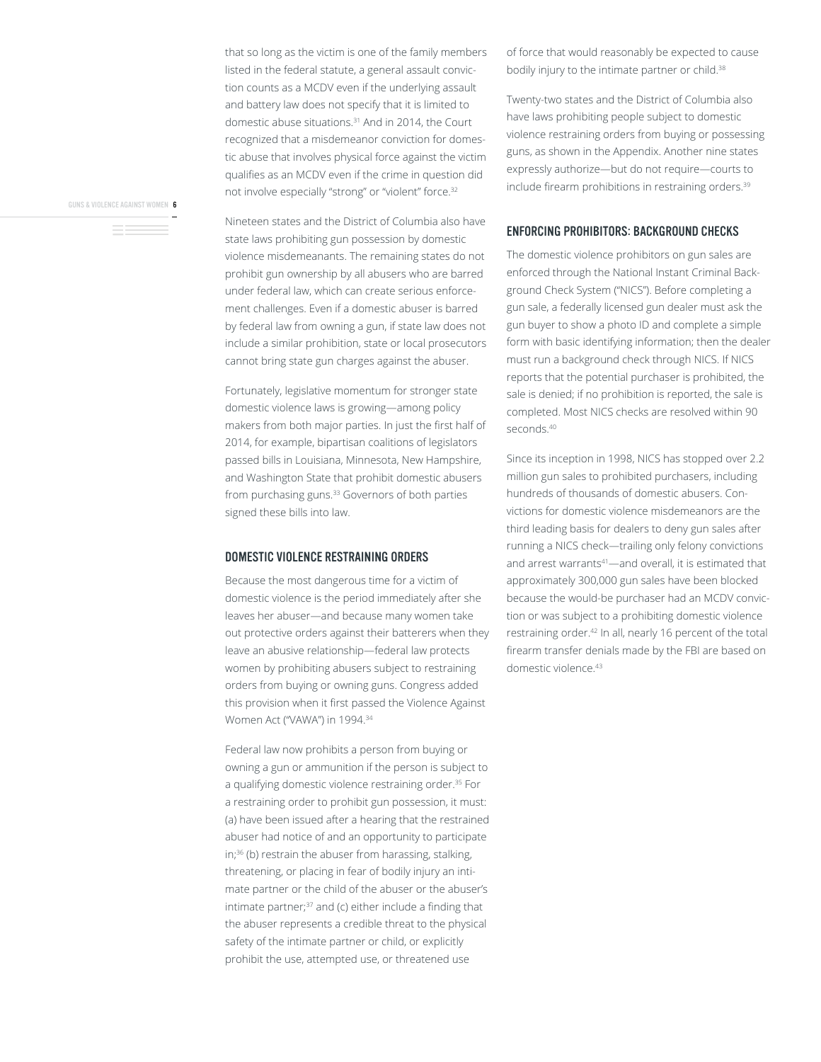that so long as the victim is one of the family members listed in the federal statute, a general assault conviction counts as a MCDV even if the underlying assault and battery law does not specify that it is limited to domestic abuse situations.[31] And in 2014, the Court recognized that a misdemeanor conviction for domestic abuse that involves physical force against the victim qualifies as an MCDV even if the crime in question did not involve especially "strong" or "violent" force.[32]

Nineteen states and the District of Columbia also have state laws prohibiting gun possession by domestic violence misdemeanants. The remaining states do not prohibit gun ownership by all abusers who are barred under federal law, which can create serious enforcement challenges. Even if a domestic abuser is barred by federal law from owning a gun, if state law does not include a similar prohibition, state or local prosecutors cannot bring state gun charges against the abuser.

Fortunately, legislative momentum for stronger state domestic violence laws is growing—among policy makers from both major parties. In just the first half of 2014, for example, bipartisan coalitions of legislators passed bills in Louisiana, Minnesota, New Hampshire, and Washington State that prohibit domestic abusers from purchasing guns.[33] Governors of both parties signed these bills into law.

## DOMESTIC VIOLENCE RESTRAINING ORDERS

Because the most dangerous time for a victim of domestic violence is the period immediately after she leaves her abuser—and because many women take out protective orders against their batterers when they leave an abusive relationship—federal law protects women by prohibiting abusers subject to restraining orders from buying or owning guns. Congress added this provision when it first passed the Violence Against Women Act ("VAWA") in 1994.[34]

Federal law now prohibits a person from buying or owning a gun or ammunition if the person is subject to a qualifying domestic violence restraining order.[35] For a restraining order to prohibit gun possession, it must: (a) have been issued after a hearing that the restrained abuser had notice of and an opportunity to participate in;[36] (b) restrain the abuser from harassing, stalking, threatening, or placing in fear of bodily injury an intimate partner or the child of the abuser or the abuser's intimate partner;[37] and (c) either include a finding that the abuser represents a credible threat to the physical safety of the intimate partner or child, or explicitly prohibit the use, attempted use, or threatened use of force that would reasonably be expected to cause bodily injury to the intimate partner or child.[38]

Twenty-two states and the District of Columbia also have laws prohibiting people subject to domestic violence restraining orders from buying or possessing guns, as shown in the Appendix. Another nine states expressly authorize—but do not require—courts to include firearm prohibitions in restraining orders.[39]

## ENFORCING PROHIBITORS: BACKGROUND CHECKS

The domestic violence prohibitors on gun sales are enforced through the National Instant Criminal Background Check System ("NICS"). Before completing a gun sale, a federally licensed gun dealer must ask the gun buyer to show a photo ID and complete a simple form with basic identifying information; then the dealer must run a background check through NICS. If NICS reports that the potential purchaser is prohibited, the sale is denied; if no prohibition is reported, the sale is completed. Most NICS checks are resolved within 90 seconds.[40]

Since its inception in 1998, NICS has stopped over 2.2 million gun sales to prohibited purchasers, including hundreds of thousands of domestic abusers. Convictions for domestic violence misdemeanors are the third leading basis for dealers to deny gun sales after running a NICS check—trailing only felony convictions and arrest warrants[41]—and overall, it is estimated that approximately 300,000 gun sales have been blocked because the would-be purchaser had an MCDV conviction or was subject to a prohibiting domestic violence restraining order.[42] In all, nearly 16 percent of the total firearm transfer denials made by the FBI are based on domestic violence.[43]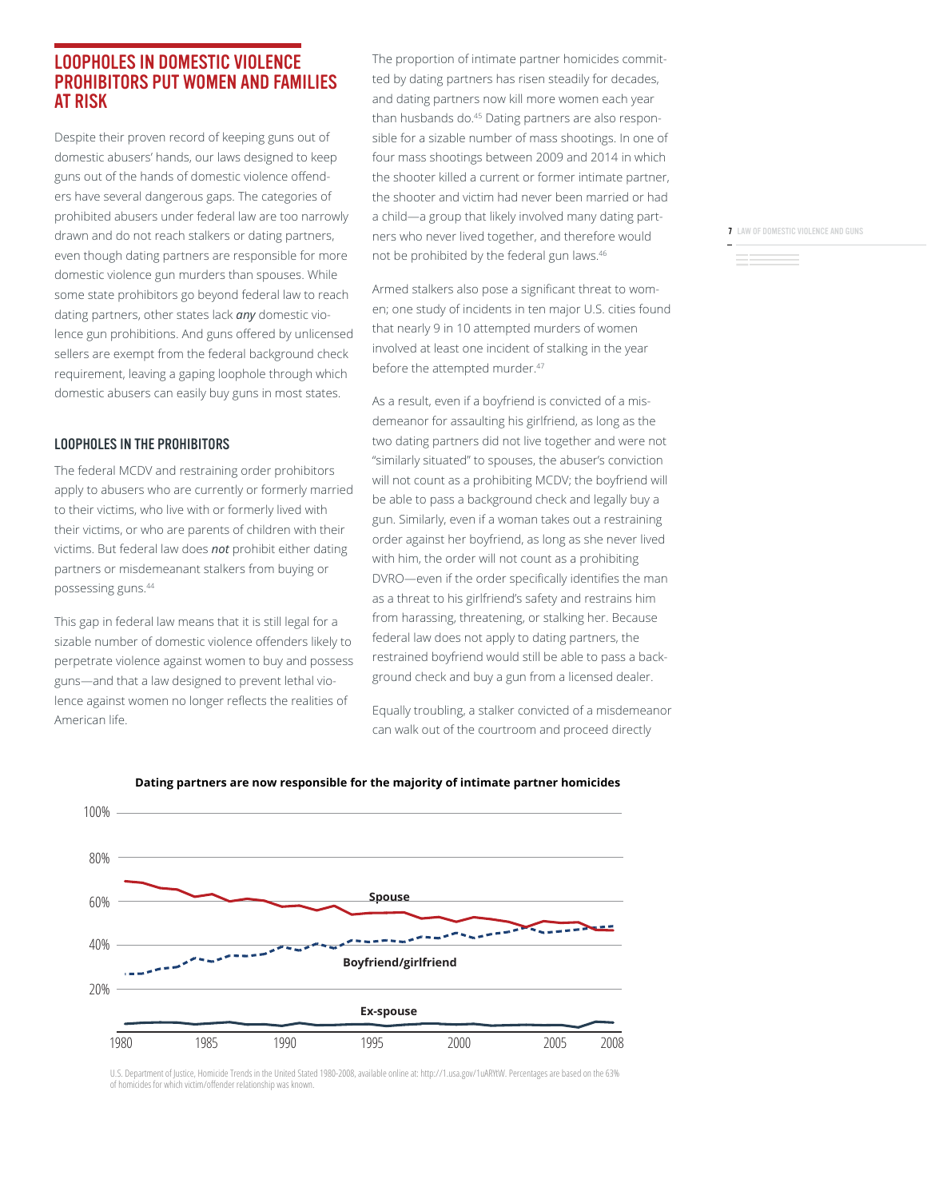## LOOPHOLES IN DOMESTIC VIOLENCE PROHIBITORS PUT WOMEN AND FAMILIES AT RISK

Despite their proven record of keeping guns out of domestic abusers' hands, our laws designed to keep guns out of the hands of domestic violence offenders have several dangerous gaps. The categories of prohibited abusers under federal law are too narrowly drawn and do not reach stalkers or dating partners, even though dating partners are responsible for more domestic violence gun murders than spouses. While some state prohibitors go beyond federal law to reach dating partners, other states lack ***any*** domestic violence gun prohibitions. And guns offered by unlicensed sellers are exempt from the federal background check requirement, leaving a gaping loophole through which domestic abusers can easily buy guns in most states.

### LOOPHOLES IN THE PROHIBITORS

The federal MCDV and restraining order prohibitors apply to abusers who are currently or formerly married to their victims, who live with or formerly lived with their victims, or who are parents of children with their victims. But federal law does ***not*** prohibit either dating partners or misdemeanant stalkers from buying or possessing guns.[44]

This gap in federal law means that it is still legal for a sizable number of domestic violence offenders likely to perpetrate violence against women to buy and possess guns—and that a law designed to prevent lethal violence against women no longer reflects the realities of American life.

The proportion of intimate partner homicides committed by dating partners has risen steadily for decades, and dating partners now kill more women each year than husbands do.[45] Dating partners are also responsible for a sizable number of mass shootings. In one of four mass shootings between 2009 and 2014 in which the shooter killed a current or former intimate partner, the shooter and victim had never been married or had a child—a group that likely involved many dating partners who never lived together, and therefore would not be prohibited by the federal gun laws.[46]

Armed stalkers also pose a significant threat to women; one study of incidents in ten major U.S. cities found that nearly 9 in 10 attempted murders of women involved at least one incident of stalking in the year before the attempted murder.[47]

As a result, even if a boyfriend is convicted of a misdemeanor for assaulting his girlfriend, as long as the two dating partners did not live together and were not "similarly situated" to spouses, the abuser's conviction will not count as a prohibiting MCDV; the boyfriend will be able to pass a background check and legally buy a gun. Similarly, even if a woman takes out a restraining order against her boyfriend, as long as she never lived with him, the order will not count as a prohibiting DVRO—even if the order specifically identifies the man as a threat to his girlfriend's safety and restrains him from harassing, threatening, or stalking her. Because federal law does not apply to dating partners, the restrained boyfriend would still be able to pass a background check and buy a gun from a licensed dealer.

Equally troubling, a stalker convicted of a misdemeanor can walk out of the courtroom and proceed directly

**Dating partners are now responsible for the majority of intimate partner homicides**

[Line chart, 1980–2008, y-axis 20%–100%: Spouse line declines from about 69% in 1980 to about 47% in 2008; Boyfriend/girlfriend line rises from about 27% in 1980 to about 49% in 2008, crossing above Spouse around 2007; Ex-spouse line stays near 4–5% throughout.]

U.S. Department of Justice, Homicide Trends in the United Stated 1980-2008, available online at: http://1.usa.gov/1uARYtW. Percentages are based on the 63% of homicides for which victim/offender relationship was known.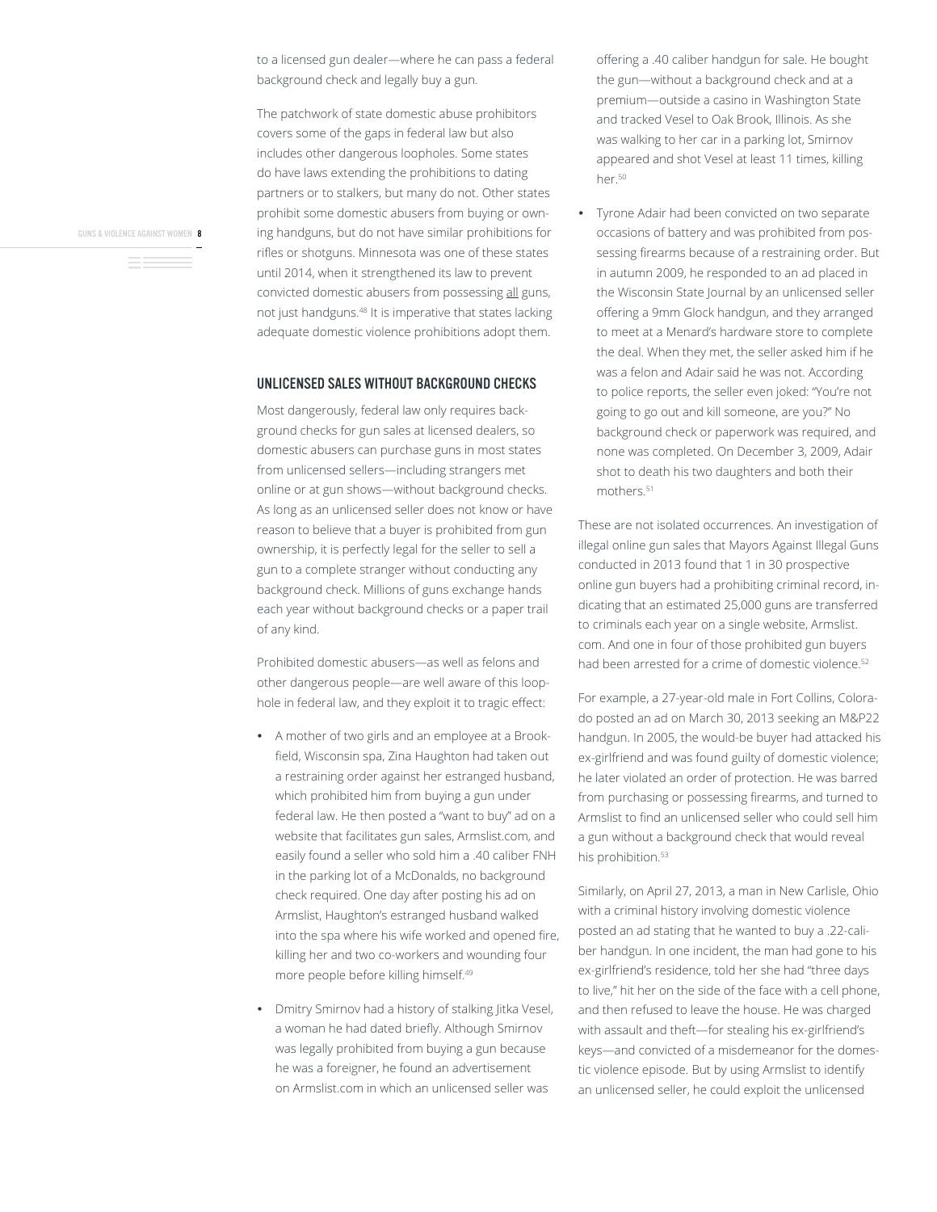to a licensed gun dealer—where he can pass a federal background check and legally buy a gun.

The patchwork of state domestic abuse prohibitors covers some of the gaps in federal law but also includes other dangerous loopholes. Some states do have laws extending the prohibitions to dating partners or to stalkers, but many do not. Other states prohibit some domestic abusers from buying or owning handguns, but do not have similar prohibitions for rifles or shotguns. Minnesota was one of these states until 2014, when it strengthened its law to prevent convicted domestic abusers from possessing all guns, not just handguns.[48] It is imperative that states lacking adequate domestic violence prohibitions adopt them.

## UNLICENSED SALES WITHOUT BACKGROUND CHECKS

Most dangerously, federal law only requires background checks for gun sales at licensed dealers, so domestic abusers can purchase guns in most states from unlicensed sellers—including strangers met online or at gun shows—without background checks. As long as an unlicensed seller does not know or have reason to believe that a buyer is prohibited from gun ownership, it is perfectly legal for the seller to sell a gun to a complete stranger without conducting any background check. Millions of guns exchange hands each year without background checks or a paper trail of any kind.

Prohibited domestic abusers—as well as felons and other dangerous people—are well aware of this loophole in federal law, and they exploit it to tragic effect:

- A mother of two girls and an employee at a Brookfield, Wisconsin spa, Zina Haughton had taken out a restraining order against her estranged husband, which prohibited him from buying a gun under federal law. He then posted a "want to buy" ad on a website that facilitates gun sales, Armslist.com, and easily found a seller who sold him a .40 caliber FNH in the parking lot of a McDonalds, no background check required. One day after posting his ad on Armslist, Haughton's estranged husband walked into the spa where his wife worked and opened fire, killing her and two co-workers and wounding four more people before killing himself.[49]
- Dmitry Smirnov had a history of stalking Jitka Vesel, a woman he had dated briefly. Although Smirnov was legally prohibited from buying a gun because he was a foreigner, he found an advertisement on Armslist.com in which an unlicensed seller was offering a .40 caliber handgun for sale. He bought the gun—without a background check and at a premium—outside a casino in Washington State and tracked Vesel to Oak Brook, Illinois. As she was walking to her car in a parking lot, Smirnov appeared and shot Vesel at least 11 times, killing her.[50]
- Tyrone Adair had been convicted on two separate occasions of battery and was prohibited from possessing firearms because of a restraining order. But in autumn 2009, he responded to an ad placed in the Wisconsin State Journal by an unlicensed seller offering a 9mm Glock handgun, and they arranged to meet at a Menard's hardware store to complete the deal. When they met, the seller asked him if he was a felon and Adair said he was not. According to police reports, the seller even joked: "You're not going to go out and kill someone, are you?" No background check or paperwork was required, and none was completed. On December 3, 2009, Adair shot to death his two daughters and both their mothers.[51]

These are not isolated occurrences. An investigation of illegal online gun sales that Mayors Against Illegal Guns conducted in 2013 found that 1 in 30 prospective online gun buyers had a prohibiting criminal record, indicating that an estimated 25,000 guns are transferred to criminals each year on a single website, Armslist.com. And one in four of those prohibited gun buyers had been arrested for a crime of domestic violence.[52]

For example, a 27-year-old male in Fort Collins, Colorado posted an ad on March 30, 2013 seeking an M&P22 handgun. In 2005, the would-be buyer had attacked his ex-girlfriend and was found guilty of domestic violence; he later violated an order of protection. He was barred from purchasing or possessing firearms, and turned to Armslist to find an unlicensed seller who could sell him a gun without a background check that would reveal his prohibition.[53]

Similarly, on April 27, 2013, a man in New Carlisle, Ohio with a criminal history involving domestic violence posted an ad stating that he wanted to buy a .22-caliber handgun. In one incident, the man had gone to his ex-girlfriend's residence, told her she had "three days to live," hit her on the side of the face with a cell phone, and then refused to leave the house. He was charged with assault and theft—for stealing his ex-girlfriend's keys—and convicted of a misdemeanor for the domestic violence episode. But by using Armslist to identify an unlicensed seller, he could exploit the unlicensed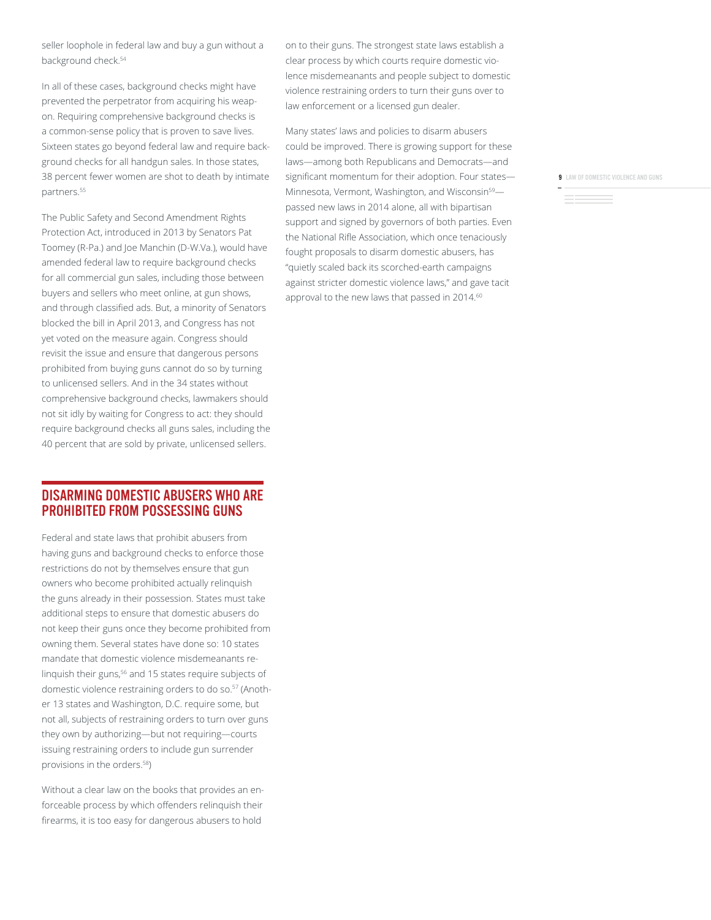seller loophole in federal law and buy a gun without a background check.[54]

In all of these cases, background checks might have prevented the perpetrator from acquiring his weapon. Requiring comprehensive background checks is a common-sense policy that is proven to save lives. Sixteen states go beyond federal law and require background checks for all handgun sales. In those states, 38 percent fewer women are shot to death by intimate partners.[55]

The Public Safety and Second Amendment Rights Protection Act, introduced in 2013 by Senators Pat Toomey (R-Pa.) and Joe Manchin (D-W.Va.), would have amended federal law to require background checks for all commercial gun sales, including those between buyers and sellers who meet online, at gun shows, and through classified ads. But, a minority of Senators blocked the bill in April 2013, and Congress has not yet voted on the measure again. Congress should revisit the issue and ensure that dangerous persons prohibited from buying guns cannot do so by turning to unlicensed sellers. And in the 34 states without comprehensive background checks, lawmakers should not sit idly by waiting for Congress to act: they should require background checks all guns sales, including the 40 percent that are sold by private, unlicensed sellers.

## DISARMING DOMESTIC ABUSERS WHO ARE PROHIBITED FROM POSSESSING GUNS

Federal and state laws that prohibit abusers from having guns and background checks to enforce those restrictions do not by themselves ensure that gun owners who become prohibited actually relinquish the guns already in their possession. States must take additional steps to ensure that domestic abusers do not keep their guns once they become prohibited from owning them. Several states have done so: 10 states mandate that domestic violence misdemeanants relinquish their guns,[56] and 15 states require subjects of domestic violence restraining orders to do so.[57] (Another 13 states and Washington, D.C. require some, but not all, subjects of restraining orders to turn over guns they own by authorizing—but not requiring—courts issuing restraining orders to include gun surrender provisions in the orders.[58])

Without a clear law on the books that provides an enforceable process by which offenders relinquish their firearms, it is too easy for dangerous abusers to hold on to their guns. The strongest state laws establish a clear process by which courts require domestic violence misdemeanants and people subject to domestic violence restraining orders to turn their guns over to law enforcement or a licensed gun dealer.

Many states' laws and policies to disarm abusers could be improved. There is growing support for these laws—among both Republicans and Democrats—and significant momentum for their adoption. Four states—Minnesota, Vermont, Washington, and Wisconsin[59]—passed new laws in 2014 alone, all with bipartisan support and signed by governors of both parties. Even the National Rifle Association, which once tenaciously fought proposals to disarm domestic abusers, has "quietly scaled back its scorched-earth campaigns against stricter domestic violence laws," and gave tacit approval to the new laws that passed in 2014.[60]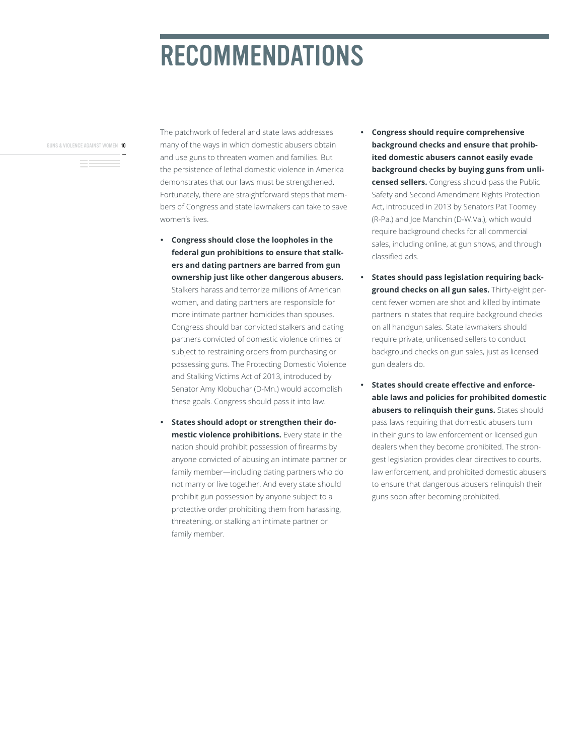# RECOMMENDATIONS

The patchwork of federal and state laws addresses many of the ways in which domestic abusers obtain and use guns to threaten women and families. But the persistence of lethal domestic violence in America demonstrates that our laws must be strengthened. Fortunately, there are straightforward steps that members of Congress and state lawmakers can take to save women's lives.

- **Congress should close the loopholes in the federal gun prohibitions to ensure that stalkers and dating partners are barred from gun ownership just like other dangerous abusers.** Stalkers harass and terrorize millions of American women, and dating partners are responsible for more intimate partner homicides than spouses. Congress should bar convicted stalkers and dating partners convicted of domestic violence crimes or subject to restraining orders from purchasing or possessing guns. The Protecting Domestic Violence and Stalking Victims Act of 2013, introduced by Senator Amy Klobuchar (D-Mn.) would accomplish these goals. Congress should pass it into law.

- **States should adopt or strengthen their domestic violence prohibitions.** Every state in the nation should prohibit possession of firearms by anyone convicted of abusing an intimate partner or family member—including dating partners who do not marry or live together. And every state should prohibit gun possession by anyone subject to a protective order prohibiting them from harassing, threatening, or stalking an intimate partner or family member.

- **Congress should require comprehensive background checks and ensure that prohibited domestic abusers cannot easily evade background checks by buying guns from unlicensed sellers.** Congress should pass the Public Safety and Second Amendment Rights Protection Act, introduced in 2013 by Senators Pat Toomey (R-Pa.) and Joe Manchin (D-W.Va.), which would require background checks for all commercial sales, including online, at gun shows, and through classified ads.

- **States should pass legislation requiring background checks on all gun sales.** Thirty-eight percent fewer women are shot and killed by intimate partners in states that require background checks on all handgun sales. State lawmakers should require private, unlicensed sellers to conduct background checks on gun sales, just as licensed gun dealers do.

- **States should create effective and enforceable laws and policies for prohibited domestic abusers to relinquish their guns.** States should pass laws requiring that domestic abusers turn in their guns to law enforcement or licensed gun dealers when they become prohibited. The strongest legislation provides clear directives to courts, law enforcement, and prohibited domestic abusers to ensure that dangerous abusers relinquish their guns soon after becoming prohibited.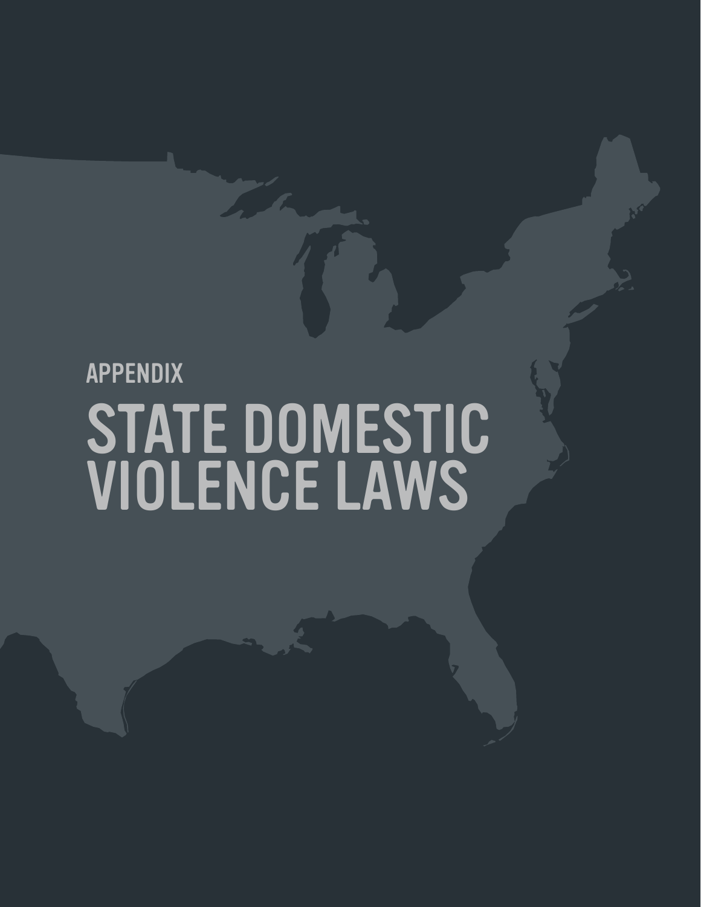APPENDIX

# STATE DOMESTIC VIOLENCE LAWS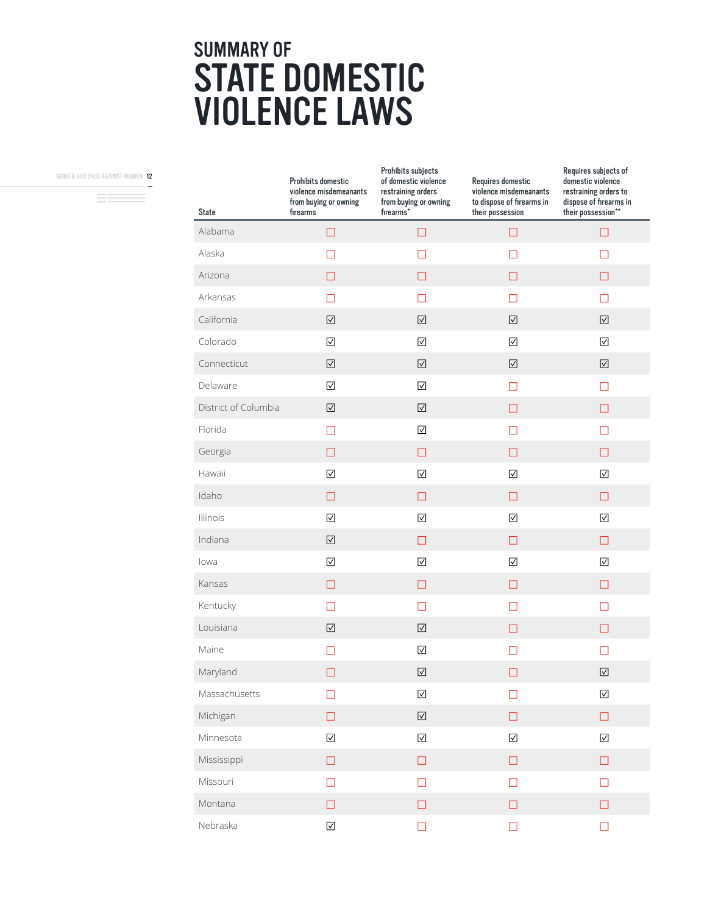# SUMMARY OF STATE DOMESTIC VIOLENCE LAWS

| State | Prohibits domestic violence misdemeanants from buying or owning firearms | Prohibits subjects of domestic violence restraining orders from buying or owning firearms* | Requires domestic violence misdemeanants to dispose of firearms in their possession | Requires subjects of domestic violence restraining orders to dispose of firearms in their possession** |
|---|---|---|---|---|
| Alabama | ☐ | ☐ | ☐ | ☐ |
| Alaska | ☐ | ☐ | ☐ | ☐ |
| Arizona | ☐ | ☐ | ☐ | ☐ |
| Arkansas | ☐ | ☐ | ☐ | ☐ |
| California | ☑ | ☑ | ☑ | ☑ |
| Colorado | ☑ | ☑ | ☑ | ☑ |
| Connecticut | ☑ | ☑ | ☑ | ☑ |
| Delaware | ☑ | ☑ | ☐ | ☐ |
| District of Columbia | ☑ | ☑ | ☐ | ☐ |
| Florida | ☐ | ☑ | ☐ | ☐ |
| Georgia | ☐ | ☐ | ☐ | ☐ |
| Hawaii | ☑ | ☑ | ☑ | ☑ |
| Idaho | ☐ | ☐ | ☐ | ☐ |
| Illinois | ☑ | ☑ | ☑ | ☑ |
| Indiana | ☑ | ☐ | ☐ | ☐ |
| Iowa | ☑ | ☑ | ☑ | ☑ |
| Kansas | ☐ | ☐ | ☐ | ☐ |
| Kentucky | ☐ | ☐ | ☐ | ☐ |
| Louisiana | ☑ | ☑ | ☐ | ☐ |
| Maine | ☐ | ☑ | ☐ | ☐ |
| Maryland | ☐ | ☑ | ☐ | ☑ |
| Massachusetts | ☐ | ☑ | ☐ | ☑ |
| Michigan | ☐ | ☑ | ☐ | ☐ |
| Minnesota | ☑ | ☑ | ☑ | ☑ |
| Mississippi | ☐ | ☐ | ☐ | ☐ |
| Missouri | ☐ | ☐ | ☐ | ☐ |
| Montana | ☐ | ☐ | ☐ | ☐ |
| Nebraska | ☑ | ☐ | ☐ | ☐ |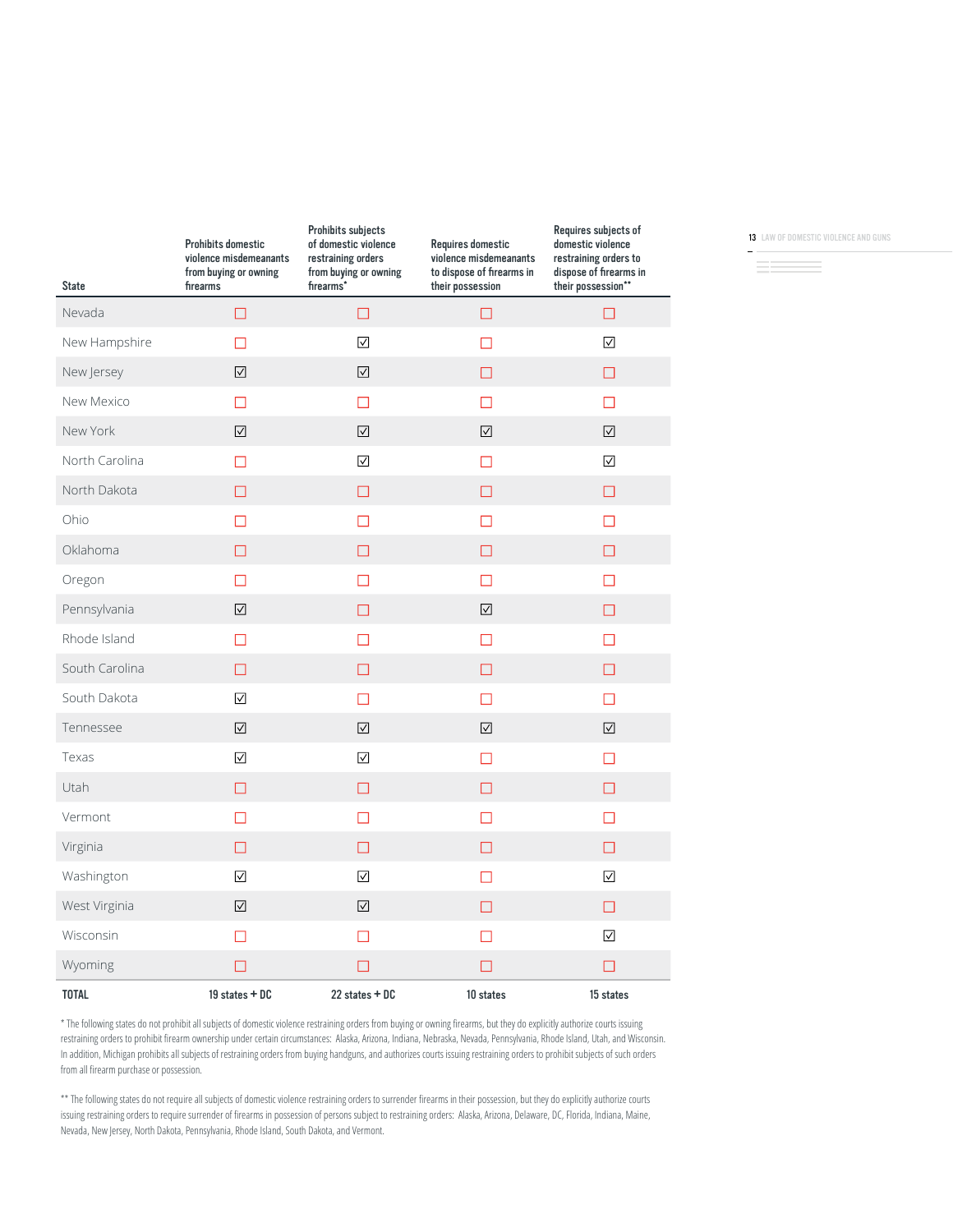| State | Prohibits domestic violence misdemeanants from buying or owning firearms | Prohibits subjects of domestic violence restraining orders from buying or owning firearms* | Requires domestic violence misdemeanants to dispose of firearms in their possession | Requires subjects of domestic violence restraining orders to dispose of firearms in their possession** |
|---|---|---|---|---|
| Nevada | ☐ | ☐ | ☐ | ☐ |
| New Hampshire | ☐ | ☑ | ☐ | ☑ |
| New Jersey | ☑ | ☑ | ☐ | ☐ |
| New Mexico | ☐ | ☐ | ☐ | ☐ |
| New York | ☑ | ☑ | ☑ | ☑ |
| North Carolina | ☐ | ☑ | ☐ | ☑ |
| North Dakota | ☐ | ☐ | ☐ | ☐ |
| Ohio | ☐ | ☐ | ☐ | ☐ |
| Oklahoma | ☐ | ☐ | ☐ | ☐ |
| Oregon | ☐ | ☐ | ☐ | ☐ |
| Pennsylvania | ☑ | ☐ | ☑ | ☐ |
| Rhode Island | ☐ | ☐ | ☐ | ☐ |
| South Carolina | ☐ | ☐ | ☐ | ☐ |
| South Dakota | ☑ | ☐ | ☐ | ☐ |
| Tennessee | ☑ | ☑ | ☑ | ☑ |
| Texas | ☑ | ☑ | ☐ | ☐ |
| Utah | ☐ | ☐ | ☐ | ☐ |
| Vermont | ☐ | ☐ | ☐ | ☐ |
| Virginia | ☐ | ☐ | ☐ | ☐ |
| Washington | ☑ | ☑ | ☐ | ☑ |
| West Virginia | ☑ | ☑ | ☐ | ☐ |
| Wisconsin | ☐ | ☐ | ☐ | ☑ |
| Wyoming | ☐ | ☐ | ☐ | ☐ |
| **TOTAL** | **19 states + DC** | **22 states + DC** | **10 states** | **15 states** |

* The following states do not prohibit all subjects of domestic violence restraining orders from buying or owning firearms, but they do explicitly authorize courts issuing restraining orders to prohibit firearm ownership under certain circumstances: Alaska, Arizona, Indiana, Nebraska, Nevada, Pennsylvania, Rhode Island, Utah, and Wisconsin. In addition, Michigan prohibits all subjects of restraining orders from buying handguns, and authorizes courts issuing restraining orders to prohibit subjects of such orders from all firearm purchase or possession.

** The following states do not require all subjects of domestic violence restraining orders to surrender firearms in their possession, but they do explicitly authorize courts issuing restraining orders to require surrender of firearms in possession of persons subject to restraining orders: Alaska, Arizona, Delaware, DC, Florida, Indiana, Maine, Nevada, New Jersey, North Dakota, Pennsylvania, Rhode Island, South Dakota, and Vermont.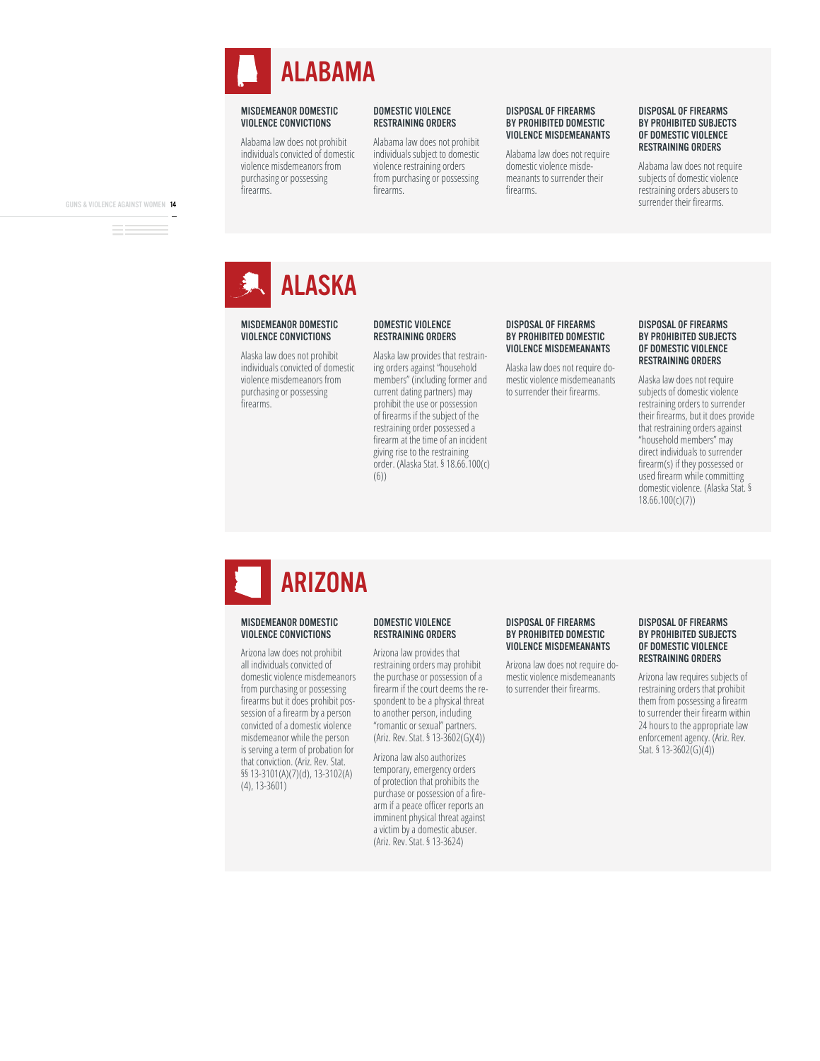# ALABAMA

### MISDEMEANOR DOMESTIC VIOLENCE CONVICTIONS

Alabama law does not prohibit individuals convicted of domestic violence misdemeanors from purchasing or possessing firearms.

### DOMESTIC VIOLENCE RESTRAINING ORDERS

Alabama law does not prohibit individuals subject to domestic violence restraining orders from purchasing or possessing firearms.

### DISPOSAL OF FIREARMS BY PROHIBITED DOMESTIC VIOLENCE MISDEMEANANTS

Alabama law does not require domestic violence misdemeanants to surrender their firearms.

### DISPOSAL OF FIREARMS BY PROHIBITED SUBJECTS OF DOMESTIC VIOLENCE RESTRAINING ORDERS

Alabama law does not require subjects of domestic violence restraining orders abusers to surrender their firearms.

# ALASKA

### MISDEMEANOR DOMESTIC VIOLENCE CONVICTIONS

Alaska law does not prohibit individuals convicted of domestic violence misdemeanors from purchasing or possessing firearms.

### DOMESTIC VIOLENCE RESTRAINING ORDERS

Alaska law provides that restraining orders against "household members" (including former and current dating partners) may prohibit the use or possession of firearms if the subject of the restraining order possessed a firearm at the time of an incident giving rise to the restraining order. (Alaska Stat. § 18.66.100(c)(6))

### DISPOSAL OF FIREARMS BY PROHIBITED DOMESTIC VIOLENCE MISDEMEANANTS

Alaska law does not require domestic violence misdemeanants to surrender their firearms.

### DISPOSAL OF FIREARMS BY PROHIBITED SUBJECTS OF DOMESTIC VIOLENCE RESTRAINING ORDERS

Alaska law does not require subjects of domestic violence restraining orders to surrender their firearms, but it does provide that restraining orders against "household members" may direct individuals to surrender firearm(s) if they possessed or used firearm while committing domestic violence. (Alaska Stat. § 18.66.100(c)(7))

# ARIZONA

### MISDEMEANOR DOMESTIC VIOLENCE CONVICTIONS

Arizona law does not prohibit all individuals convicted of domestic violence misdemeanors from purchasing or possessing firearms but it does prohibit possession of a firearm by a person convicted of a domestic violence misdemeanor while the person is serving a term of probation for that conviction. (Ariz. Rev. Stat. §§ 13-3101(A)(7)(d), 13-3102(A)(4), 13-3601)

### DOMESTIC VIOLENCE RESTRAINING ORDERS

Arizona law provides that restraining orders may prohibit the purchase or possession of a firearm if the court deems the respondent to be a physical threat to another person, including "romantic or sexual" partners. (Ariz. Rev. Stat. § 13-3602(G)(4))

Arizona law also authorizes temporary, emergency orders of protection that prohibits the purchase or possession of a firearm if a peace officer reports an imminent physical threat against a victim by a domestic abuser. (Ariz. Rev. Stat. § 13-3624)

### DISPOSAL OF FIREARMS BY PROHIBITED DOMESTIC VIOLENCE MISDEMEANANTS

Arizona law does not require domestic violence misdemeanants to surrender their firearms.

### DISPOSAL OF FIREARMS BY PROHIBITED SUBJECTS OF DOMESTIC VIOLENCE RESTRAINING ORDERS

Arizona law requires subjects of restraining orders that prohibit them from possessing a firearm to surrender their firearm within 24 hours to the appropriate law enforcement agency. (Ariz. Rev. Stat. § 13-3602(G)(4))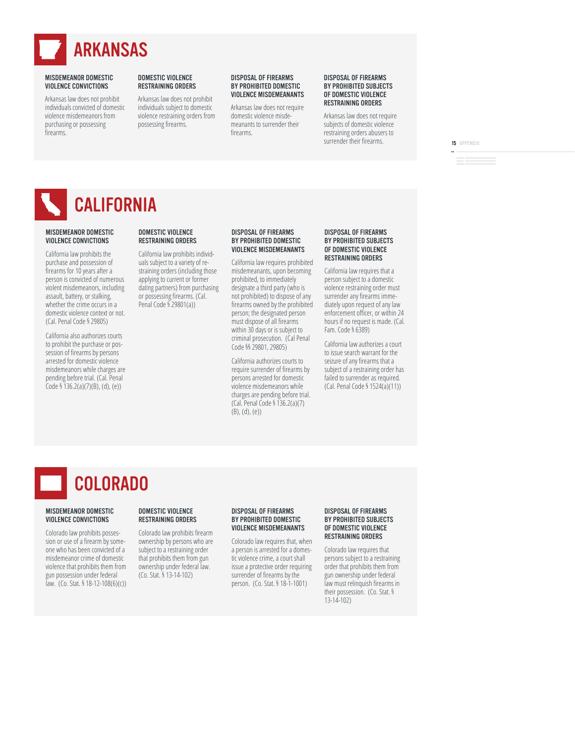# ARKANSAS

### MISDEMEANOR DOMESTIC VIOLENCE CONVICTIONS

Arkansas law does not prohibit individuals convicted of domestic violence misdemeanors from purchasing or possessing firearms.

### DOMESTIC VIOLENCE RESTRAINING ORDERS

Arkansas law does not prohibit individuals subject to domestic violence restraining orders from possessing firearms.

### DISPOSAL OF FIREARMS BY PROHIBITED DOMESTIC VIOLENCE MISDEMEANANTS

Arkansas law does not require domestic violence misdemeanants to surrender their firearms.

### DISPOSAL OF FIREARMS BY PROHIBITED SUBJECTS OF DOMESTIC VIOLENCE RESTRAINING ORDERS

Arkansas law does not require subjects of domestic violence restraining orders abusers to surrender their firearms.

# CALIFORNIA

### MISDEMEANOR DOMESTIC VIOLENCE CONVICTIONS

California law prohibits the purchase and possession of firearms for 10 years after a person is convicted of numerous violent misdemeanors, including assault, battery, or stalking, whether the crime occurs in a domestic violence context or not. (Cal. Penal Code § 29805)

California also authorizes courts to prohibit the purchase or possession of firearms by persons arrested for domestic violence misdemeanors while charges are pending before trial. (Cal. Penal Code § 136.2(a)(7)(B), (d), (e))

### DOMESTIC VIOLENCE RESTRAINING ORDERS

California law prohibits individuals subject to a variety of restraining orders (including those applying to current or former dating partners) from purchasing or possessing firearms. (Cal. Penal Code § 29801(a))

### DISPOSAL OF FIREARMS BY PROHIBITED DOMESTIC VIOLENCE MISDEMEANANTS

California law requires prohibited misdemeanants, upon becoming prohibited, to immediately designate a third party (who is not prohibited) to dispose of any firearms owned by the prohibited person; the designated person must dispose of all firearms within 30 days or is subject to criminal prosecution. (Cal Penal Code §§ 29801, 29805)

California authorizes courts to require surrender of firearms by persons arrested for domestic violence misdemeanors while charges are pending before trial. (Cal. Penal Code § 136.2(a)(7)(B), (d), (e))

### DISPOSAL OF FIREARMS BY PROHIBITED SUBJECTS OF DOMESTIC VIOLENCE RESTRAINING ORDERS

California law requires that a person subject to a domestic violence restraining order must surrender any firearms immediately upon request of any law enforcement officer, or within 24 hours if no request is made. (Cal. Fam. Code § 6389)

California law authorizes a court to issue search warrant for the seizure of any firearms that a subject of a restraining order has failed to surrender as required. (Cal. Penal Code § 1524(a)(11))

# COLORADO

### MISDEMEANOR DOMESTIC VIOLENCE CONVICTIONS

Colorado law prohibits possession or use of a firearm by someone who has been convicted of a misdemeanor crime of domestic violence that prohibits them from gun possession under federal law. (Co. Stat. § 18-12-108(6)(c))

### DOMESTIC VIOLENCE RESTRAINING ORDERS

Colorado law prohibits firearm ownership by persons who are subject to a restraining order that prohibits them from gun ownership under federal law. (Co. Stat. § 13-14-102)

### DISPOSAL OF FIREARMS BY PROHIBITED DOMESTIC VIOLENCE MISDEMEANANTS

Colorado law requires that, when a person is arrested for a domestic violence crime, a court shall issue a protective order requiring surrender of firearms by the person. (Co. Stat. § 18-1-1001)

### DISPOSAL OF FIREARMS BY PROHIBITED SUBJECTS OF DOMESTIC VIOLENCE RESTRAINING ORDERS

Colorado law requires that persons subject to a restraining order that prohibits them from gun ownership under federal law must relinquish firearms in their possession. (Co. Stat. § 13-14-102)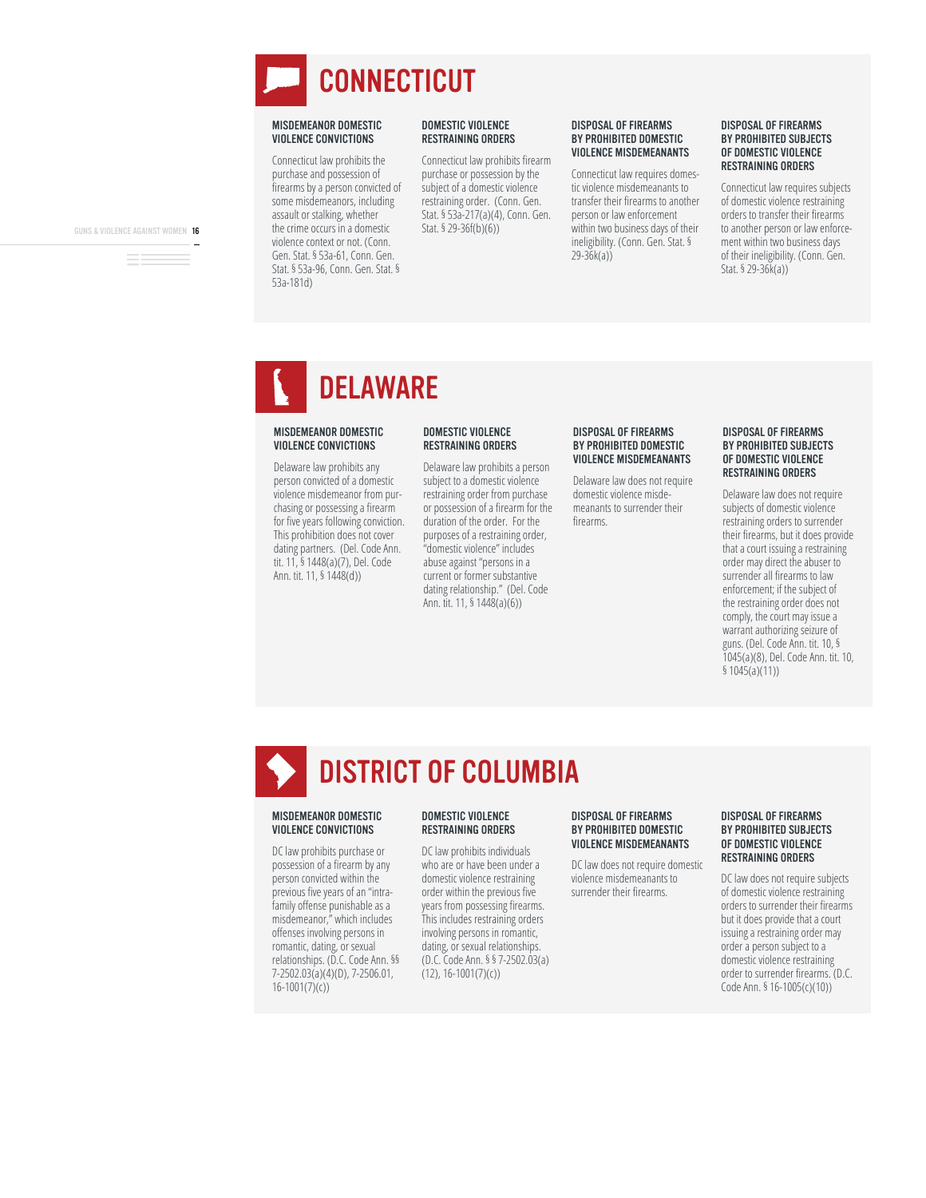# CONNECTICUT

### MISDEMEANOR DOMESTIC VIOLENCE CONVICTIONS

Connecticut law prohibits the purchase and possession of firearms by a person convicted of some misdemeanors, including assault or stalking, whether the crime occurs in a domestic violence context or not. (Conn. Gen. Stat. § 53a-61, Conn. Gen. Stat. § 53a-96, Conn. Gen. Stat. § 53a-181d)

### DOMESTIC VIOLENCE RESTRAINING ORDERS

Connecticut law prohibits firearm purchase or possession by the subject of a domestic violence restraining order. (Conn. Gen. Stat. § 53a-217(a)(4), Conn. Gen. Stat. § 29-36f(b)(6))

### DISPOSAL OF FIREARMS BY PROHIBITED DOMESTIC VIOLENCE MISDEMEANANTS

Connecticut law requires domestic violence misdemeanants to transfer their firearms to another person or law enforcement within two business days of their ineligibility. (Conn. Gen. Stat. § 29-36k(a))

### DISPOSAL OF FIREARMS BY PROHIBITED SUBJECTS OF DOMESTIC VIOLENCE RESTRAINING ORDERS

Connecticut law requires subjects of domestic violence restraining orders to transfer their firearms to another person or law enforcement within two business days of their ineligibility. (Conn. Gen. Stat. § 29-36k(a))

# DELAWARE

### MISDEMEANOR DOMESTIC VIOLENCE CONVICTIONS

Delaware law prohibits any person convicted of a domestic violence misdemeanor from purchasing or possessing a firearm for five years following conviction. This prohibition does not cover dating partners. (Del. Code Ann. tit. 11, § 1448(a)(7), Del. Code Ann. tit. 11, § 1448(d))

### DOMESTIC VIOLENCE RESTRAINING ORDERS

Delaware law prohibits a person subject to a domestic violence restraining order from purchase or possession of a firearm for the duration of the order. For the purposes of a restraining order, "domestic violence" includes abuse against "persons in a current or former substantive dating relationship." (Del. Code Ann. tit. 11, § 1448(a)(6))

### DISPOSAL OF FIREARMS BY PROHIBITED DOMESTIC VIOLENCE MISDEMEANANTS

Delaware law does not require domestic violence misdemeanants to surrender their firearms.

### DISPOSAL OF FIREARMS BY PROHIBITED SUBJECTS OF DOMESTIC VIOLENCE RESTRAINING ORDERS

Delaware law does not require subjects of domestic violence restraining orders to surrender their firearms, but it does provide that a court issuing a restraining order may direct the abuser to surrender all firearms to law enforcement; if the subject of the restraining order does not comply, the court may issue a warrant authorizing seizure of guns. (Del. Code Ann. tit. 10, § 1045(a)(8), Del. Code Ann. tit. 10, § 1045(a)(11))

# DISTRICT OF COLUMBIA

### MISDEMEANOR DOMESTIC VIOLENCE CONVICTIONS

DC law prohibits purchase or possession of a firearm by any person convicted within the previous five years of an "intra-family offense punishable as a misdemeanor," which includes offenses involving persons in romantic, dating, or sexual relationships. (D.C. Code Ann. §§ 7-2502.03(a)(4)(D), 7-2506.01, 16-1001(7)(c))

### DOMESTIC VIOLENCE RESTRAINING ORDERS

DC law prohibits individuals who are or have been under a domestic violence restraining order within the previous five years from possessing firearms. This includes restraining orders involving persons in romantic, dating, or sexual relationships. (D.C. Code Ann. § § 7-2502.03(a)(12), 16-1001(7)(c))

### DISPOSAL OF FIREARMS BY PROHIBITED DOMESTIC VIOLENCE MISDEMEANANTS

DC law does not require domestic violence misdemeanants to surrender their firearms.

### DISPOSAL OF FIREARMS BY PROHIBITED SUBJECTS OF DOMESTIC VIOLENCE RESTRAINING ORDERS

DC law does not require subjects of domestic violence restraining orders to surrender their firearms but it does provide that a court issuing a restraining order may order a person subject to a domestic violence restraining order to surrender firearms. (D.C. Code Ann. § 16-1005(c)(10))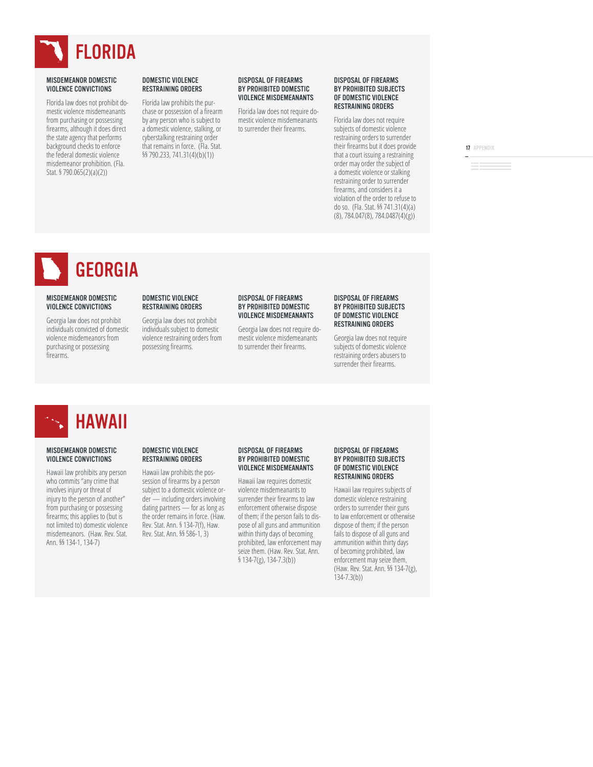# FLORIDA

### MISDEMEANOR DOMESTIC VIOLENCE CONVICTIONS

Florida law does not prohibit domestic violence misdemeanants from purchasing or possessing firearms, although it does direct the state agency that performs background checks to enforce the federal domestic violence misdemeanor prohibition. (Fla. Stat. § 790.065(2)(a)(2))

### DOMESTIC VIOLENCE RESTRAINING ORDERS

Florida law prohibits the purchase or possession of a firearm by any person who is subject to a domestic violence, stalking, or cyberstalking restraining order that remains in force. (Fla. Stat. §§ 790.233, 741.31(4)(b)(1))

### DISPOSAL OF FIREARMS BY PROHIBITED DOMESTIC VIOLENCE MISDEMEANANTS

Florida law does not require domestic violence misdemeanants to surrender their firearms.

### DISPOSAL OF FIREARMS BY PROHIBITED SUBJECTS OF DOMESTIC VIOLENCE RESTRAINING ORDERS

Florida law does not require subjects of domestic violence restraining orders to surrender their firearms but it does provide that a court issuing a restraining order may order the subject of a domestic violence or stalking restraining order to surrender firearms, and considers it a violation of the order to refuse to do so. (Fla. Stat. §§ 741.31(4)(a)(8), 784.047(8), 784.0487(4)(g))

# GEORGIA

### MISDEMEANOR DOMESTIC VIOLENCE CONVICTIONS

Georgia law does not prohibit individuals convicted of domestic violence misdemeanors from purchasing or possessing firearms.

### DOMESTIC VIOLENCE RESTRAINING ORDERS

Georgia law does not prohibit individuals subject to domestic violence restraining orders from possessing firearms.

### DISPOSAL OF FIREARMS BY PROHIBITED DOMESTIC VIOLENCE MISDEMEANANTS

Georgia law does not require domestic violence misdemeanants to surrender their firearms.

### DISPOSAL OF FIREARMS BY PROHIBITED SUBJECTS OF DOMESTIC VIOLENCE RESTRAINING ORDERS

Georgia law does not require subjects of domestic violence restraining orders abusers to surrender their firearms.

# HAWAII

### MISDEMEANOR DOMESTIC VIOLENCE CONVICTIONS

Hawaii law prohibits any person who commits "any crime that involves injury or threat of injury to the person of another" from purchasing or possessing firearms; this applies to (but is not limited to) domestic violence misdemeanors. (Haw. Rev. Stat. Ann. §§ 134-1, 134-7)

### DOMESTIC VIOLENCE RESTRAINING ORDERS

Hawaii law prohibits the possession of firearms by a person subject to a domestic violence order — including orders involving dating partners — for as long as the order remains in force. (Haw. Rev. Stat. Ann. § 134-7(f), Haw. Rev. Stat. Ann. §§ 586-1, 3)

### DISPOSAL OF FIREARMS BY PROHIBITED DOMESTIC VIOLENCE MISDEMEANANTS

Hawaii law requires domestic violence misdemeanants to surrender their firearms to law enforcement otherwise dispose of them; if the person fails to dispose of all guns and ammunition within thirty days of becoming prohibited, law enforcement may seize them. (Haw. Rev. Stat. Ann. § 134-7(g), 134-7.3(b))

### DISPOSAL OF FIREARMS BY PROHIBITED SUBJECTS OF DOMESTIC VIOLENCE RESTRAINING ORDERS

Hawaii law requires subjects of domestic violence restraining orders to surrender their guns to law enforcement or otherwise dispose of them; if the person fails to dispose of all guns and ammunition within thirty days of becoming prohibited, law enforcement may seize them. (Haw. Rev. Stat. Ann. §§ 134-7(g), 134-7.3(b))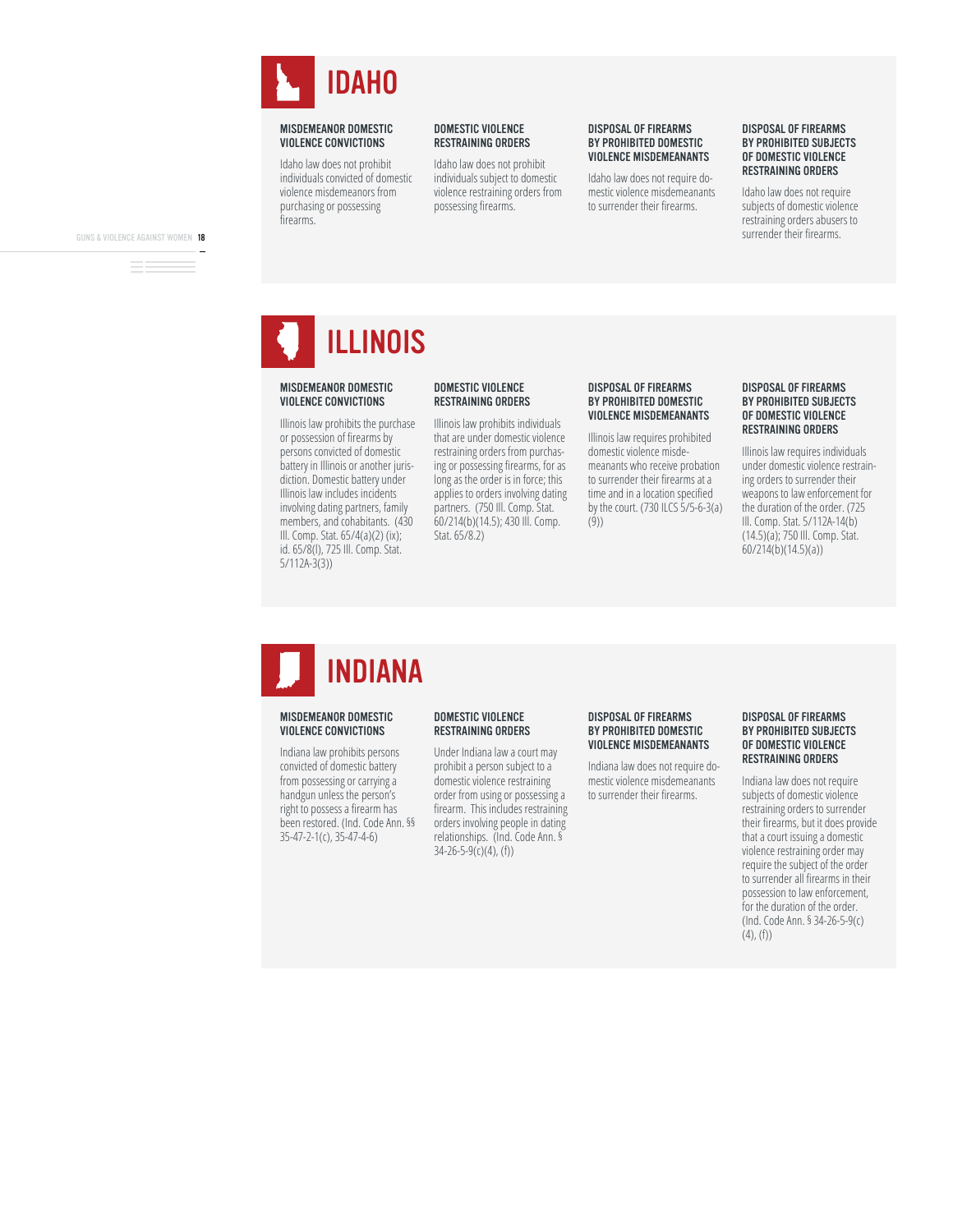# IDAHO

### MISDEMEANOR DOMESTIC VIOLENCE CONVICTIONS

Idaho law does not prohibit individuals convicted of domestic violence misdemeanors from purchasing or possessing firearms.

### DOMESTIC VIOLENCE RESTRAINING ORDERS

Idaho law does not prohibit individuals subject to domestic violence restraining orders from possessing firearms.

### DISPOSAL OF FIREARMS BY PROHIBITED DOMESTIC VIOLENCE MISDEMEANANTS

Idaho law does not require domestic violence misdemeanants to surrender their firearms.

### DISPOSAL OF FIREARMS BY PROHIBITED SUBJECTS OF DOMESTIC VIOLENCE RESTRAINING ORDERS

Idaho law does not require subjects of domestic violence restraining orders abusers to surrender their firearms.

# ILLINOIS

### MISDEMEANOR DOMESTIC VIOLENCE CONVICTIONS

Illinois law prohibits the purchase or possession of firearms by persons convicted of domestic battery in Illinois or another jurisdiction. Domestic battery under Illinois law includes incidents involving dating partners, family members, and cohabitants. (430 Ill. Comp. Stat. 65/4(a)(2) (ix); id. 65/8(l), 725 Ill. Comp. Stat. 5/112A-3(3))

### DOMESTIC VIOLENCE RESTRAINING ORDERS

Illinois law prohibits individuals that are under domestic violence restraining orders from purchasing or possessing firearms, for as long as the order is in force; this applies to orders involving dating partners. (750 Ill. Comp. Stat. 60/214(b)(14.5); 430 Ill. Comp. Stat. 65/8.2)

### DISPOSAL OF FIREARMS BY PROHIBITED DOMESTIC VIOLENCE MISDEMEANANTS

Illinois law requires prohibited domestic violence misdemeanants who receive probation to surrender their firearms at a time and in a location specified by the court. (730 ILCS 5/5-6-3(a)(9))

### DISPOSAL OF FIREARMS BY PROHIBITED SUBJECTS OF DOMESTIC VIOLENCE RESTRAINING ORDERS

Illinois law requires individuals under domestic violence restraining orders to surrender their weapons to law enforcement for the duration of the order. (725 Ill. Comp. Stat. 5/112A-14(b)(14.5)(a); 750 Ill. Comp. Stat. 60/214(b)(14.5)(a))

# INDIANA

### MISDEMEANOR DOMESTIC VIOLENCE CONVICTIONS

Indiana law prohibits persons convicted of domestic battery from possessing or carrying a handgun unless the person's right to possess a firearm has been restored. (Ind. Code Ann. §§ 35-47-2-1(c), 35-47-4-6)

### DOMESTIC VIOLENCE RESTRAINING ORDERS

Under Indiana law a court may prohibit a person subject to a domestic violence restraining order from using or possessing a firearm. This includes restraining orders involving people in dating relationships. (Ind. Code Ann. § 34-26-5-9(c)(4), (f))

### DISPOSAL OF FIREARMS BY PROHIBITED DOMESTIC VIOLENCE MISDEMEANANTS

Indiana law does not require domestic violence misdemeanants to surrender their firearms.

### DISPOSAL OF FIREARMS BY PROHIBITED SUBJECTS OF DOMESTIC VIOLENCE RESTRAINING ORDERS

Indiana law does not require subjects of domestic violence restraining orders to surrender their firearms, but it does provide that a court issuing a domestic violence restraining order may require the subject of the order to surrender all firearms in their possession to law enforcement, for the duration of the order. (Ind. Code Ann. § 34-26-5-9(c)(4), (f))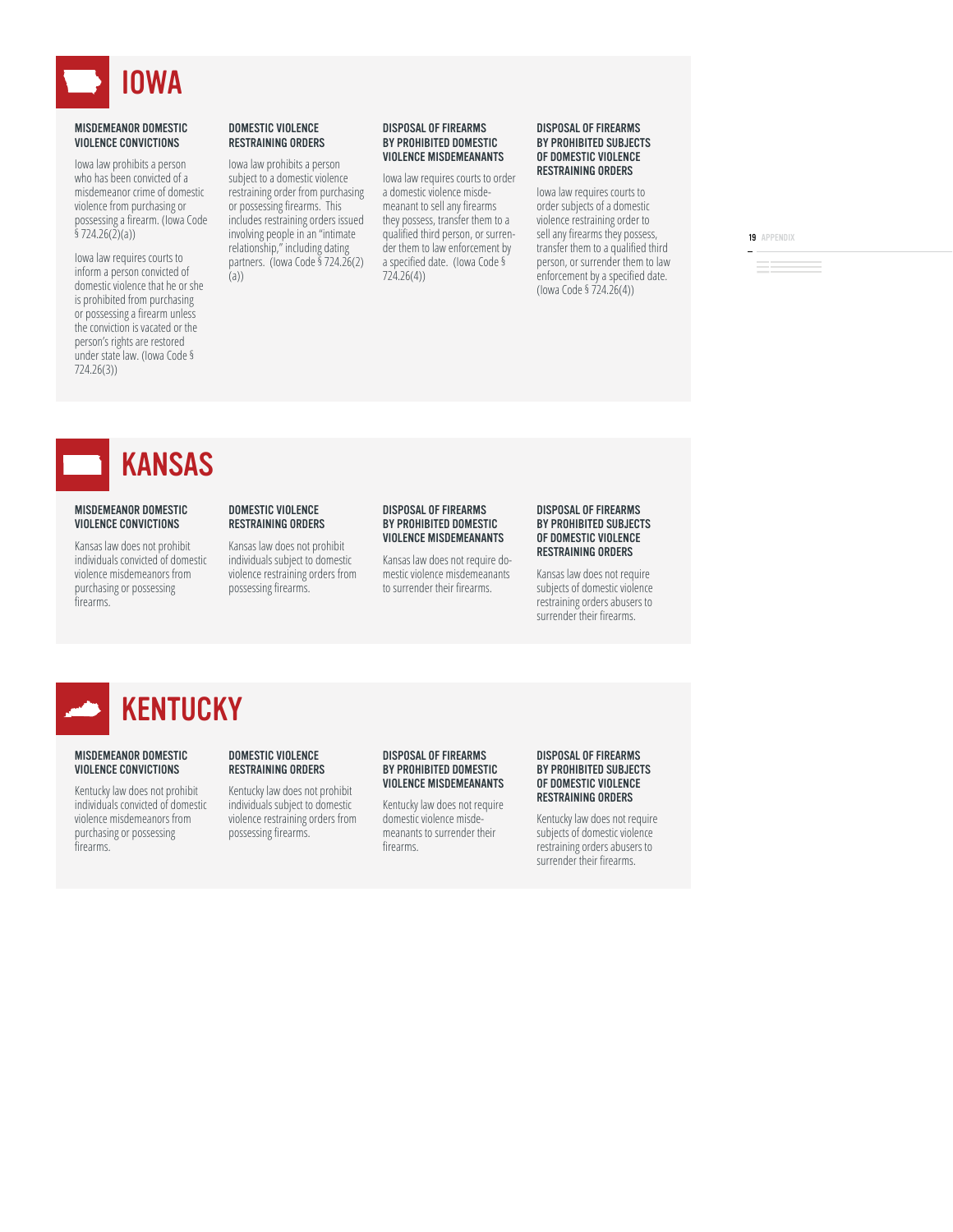# IOWA

### MISDEMEANOR DOMESTIC VIOLENCE CONVICTIONS

Iowa law prohibits a person who has been convicted of a misdemeanor crime of domestic violence from purchasing or possessing a firearm. (Iowa Code § 724.26(2)(a))

Iowa law requires courts to inform a person convicted of domestic violence that he or she is prohibited from purchasing or possessing a firearm unless the conviction is vacated or the person's rights are restored under state law. (Iowa Code § 724.26(3))

### DOMESTIC VIOLENCE RESTRAINING ORDERS

Iowa law prohibits a person subject to a domestic violence restraining order from purchasing or possessing firearms. This includes restraining orders issued involving people in an "intimate relationship," including dating partners. (Iowa Code § 724.26(2)(a))

### DISPOSAL OF FIREARMS BY PROHIBITED DOMESTIC VIOLENCE MISDEMEANANTS

Iowa law requires courts to order a domestic violence misdemeanant to sell any firearms they possess, transfer them to a qualified third person, or surrender them to law enforcement by a specified date. (Iowa Code § 724.26(4))

### DISPOSAL OF FIREARMS BY PROHIBITED SUBJECTS OF DOMESTIC VIOLENCE RESTRAINING ORDERS

Iowa law requires courts to order subjects of a domestic violence restraining order to sell any firearms they possess, transfer them to a qualified third person, or surrender them to law enforcement by a specified date. (Iowa Code § 724.26(4))

# KANSAS

### MISDEMEANOR DOMESTIC VIOLENCE CONVICTIONS

Kansas law does not prohibit individuals convicted of domestic violence misdemeanors from purchasing or possessing firearms.

### DOMESTIC VIOLENCE RESTRAINING ORDERS

Kansas law does not prohibit individuals subject to domestic violence restraining orders from possessing firearms.

### DISPOSAL OF FIREARMS BY PROHIBITED DOMESTIC VIOLENCE MISDEMEANANTS

Kansas law does not require domestic violence misdemeanants to surrender their firearms.

### DISPOSAL OF FIREARMS BY PROHIBITED SUBJECTS OF DOMESTIC VIOLENCE RESTRAINING ORDERS

Kansas law does not require subjects of domestic violence restraining orders abusers to surrender their firearms.

# KENTUCKY

### MISDEMEANOR DOMESTIC VIOLENCE CONVICTIONS

Kentucky law does not prohibit individuals convicted of domestic violence misdemeanors from purchasing or possessing firearms.

### DOMESTIC VIOLENCE RESTRAINING ORDERS

Kentucky law does not prohibit individuals subject to domestic violence restraining orders from possessing firearms.

### DISPOSAL OF FIREARMS BY PROHIBITED DOMESTIC VIOLENCE MISDEMEANANTS

Kentucky law does not require domestic violence misdemeanants to surrender their firearms.

### DISPOSAL OF FIREARMS BY PROHIBITED SUBJECTS OF DOMESTIC VIOLENCE RESTRAINING ORDERS

Kentucky law does not require subjects of domestic violence restraining orders abusers to surrender their firearms.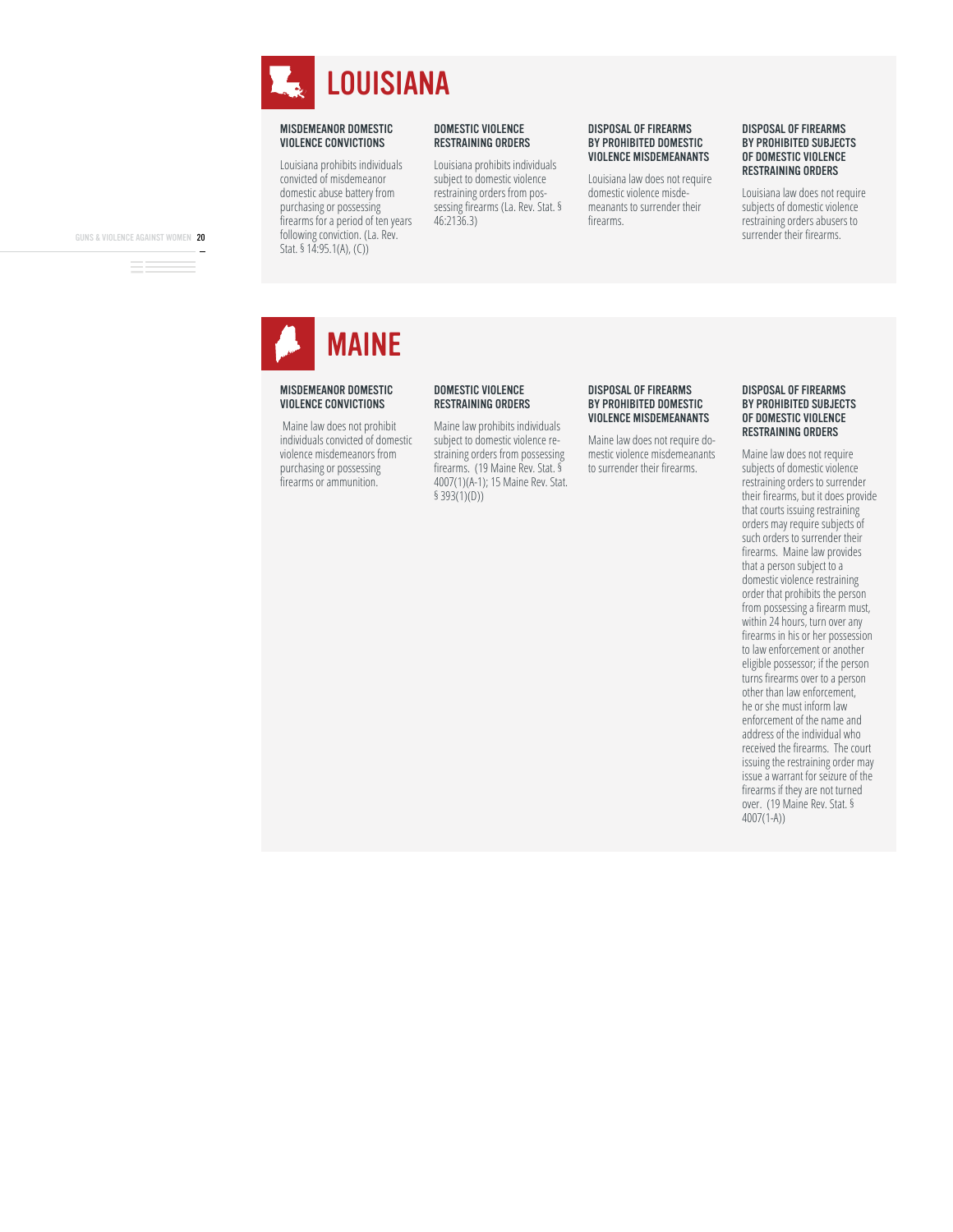# LOUISIANA

### MISDEMEANOR DOMESTIC VIOLENCE CONVICTIONS

Louisiana prohibits individuals convicted of misdemeanor domestic abuse battery from purchasing or possessing firearms for a period of ten years following conviction. (La. Rev. Stat. § 14:95.1(A), (C))

### DOMESTIC VIOLENCE RESTRAINING ORDERS

Louisiana prohibits individuals subject to domestic violence restraining orders from possessing firearms (La. Rev. Stat. § 46:2136.3)

### DISPOSAL OF FIREARMS BY PROHIBITED DOMESTIC VIOLENCE MISDEMEANANTS

Louisiana law does not require domestic violence misdemeanants to surrender their firearms.

### DISPOSAL OF FIREARMS BY PROHIBITED SUBJECTS OF DOMESTIC VIOLENCE RESTRAINING ORDERS

Louisiana law does not require subjects of domestic violence restraining orders abusers to surrender their firearms.

# MAINE

### MISDEMEANOR DOMESTIC VIOLENCE CONVICTIONS

Maine law does not prohibit individuals convicted of domestic violence misdemeanors from purchasing or possessing firearms or ammunition.

### DOMESTIC VIOLENCE RESTRAINING ORDERS

Maine law prohibits individuals subject to domestic violence restraining orders from possessing firearms. (19 Maine Rev. Stat. § 4007(1)(A-1); 15 Maine Rev. Stat. § 393(1)(D))

### DISPOSAL OF FIREARMS BY PROHIBITED DOMESTIC VIOLENCE MISDEMEANANTS

Maine law does not require domestic violence misdemeanants to surrender their firearms.

### DISPOSAL OF FIREARMS BY PROHIBITED SUBJECTS OF DOMESTIC VIOLENCE RESTRAINING ORDERS

Maine law does not require subjects of domestic violence restraining orders to surrender their firearms, but it does provide that courts issuing restraining orders may require subjects of such orders to surrender their firearms. Maine law provides that a person subject to a domestic violence restraining order that prohibits the person from possessing a firearm must, within 24 hours, turn over any firearms in his or her possession to law enforcement or another eligible possessor; if the person turns firearms over to a person other than law enforcement, he or she must inform law enforcement of the name and address of the individual who received the firearms. The court issuing the restraining order may issue a warrant for seizure of the firearms if they are not turned over. (19 Maine Rev. Stat. § 4007(1-A))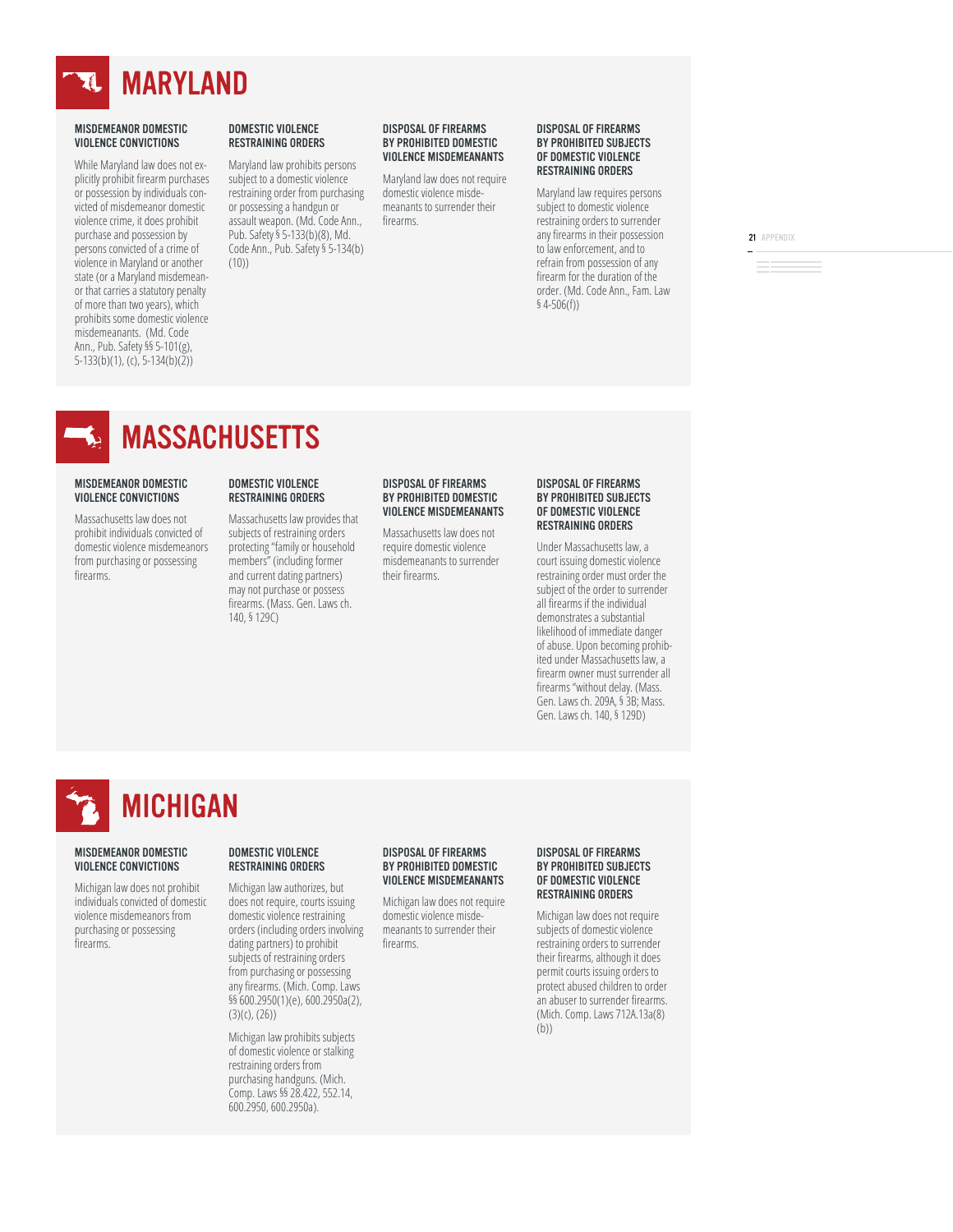## MARYLAND

### MISDEMEANOR DOMESTIC VIOLENCE CONVICTIONS

While Maryland law does not explicitly prohibit firearm purchases or possession by individuals convicted of misdemeanor domestic violence crime, it does prohibit purchase and possession by persons convicted of a crime of violence in Maryland or another state (or a Maryland misdemeanor that carries a statutory penalty of more than two years), which prohibits some domestic violence misdemeanants. (Md. Code Ann., Pub. Safety §§ 5-101(g), 5-133(b)(1), (c), 5-134(b)(2))

### DOMESTIC VIOLENCE RESTRAINING ORDERS

Maryland law prohibits persons subject to a domestic violence restraining order from purchasing or possessing a handgun or assault weapon. (Md. Code Ann., Pub. Safety § 5-133(b)(8), Md. Code Ann., Pub. Safety § 5-134(b)(10))

### DISPOSAL OF FIREARMS BY PROHIBITED DOMESTIC VIOLENCE MISDEMEANANTS

Maryland law does not require domestic violence misdemeanants to surrender their firearms.

### DISPOSAL OF FIREARMS BY PROHIBITED SUBJECTS OF DOMESTIC VIOLENCE RESTRAINING ORDERS

Maryland law requires persons subject to domestic violence restraining orders to surrender any firearms in their possession to law enforcement, and to refrain from possession of any firearm for the duration of the order. (Md. Code Ann., Fam. Law § 4-506(f))

## MASSACHUSETTS

### MISDEMEANOR DOMESTIC VIOLENCE CONVICTIONS

Massachusetts law does not prohibit individuals convicted of domestic violence misdemeanors from purchasing or possessing firearms.

### DOMESTIC VIOLENCE RESTRAINING ORDERS

Massachusetts law provides that subjects of restraining orders protecting "family or household members" (including former and current dating partners) may not purchase or possess firearms. (Mass. Gen. Laws ch. 140, § 129C)

### DISPOSAL OF FIREARMS BY PROHIBITED DOMESTIC VIOLENCE MISDEMEANANTS

Massachusetts law does not require domestic violence misdemeanants to surrender their firearms.

### DISPOSAL OF FIREARMS BY PROHIBITED SUBJECTS OF DOMESTIC VIOLENCE RESTRAINING ORDERS

Under Massachusetts law, a court issuing domestic violence restraining order must order the subject of the order to surrender all firearms if the individual demonstrates a substantial likelihood of immediate danger of abuse. Upon becoming prohibited under Massachusetts law, a firearm owner must surrender all firearms "without delay. (Mass. Gen. Laws ch. 209A, § 3B; Mass. Gen. Laws ch. 140, § 129D)

## MICHIGAN

### MISDEMEANOR DOMESTIC VIOLENCE CONVICTIONS

Michigan law does not prohibit individuals convicted of domestic violence misdemeanors from purchasing or possessing firearms.

### DOMESTIC VIOLENCE RESTRAINING ORDERS

Michigan law authorizes, but does not require, courts issuing domestic violence restraining orders (including orders involving dating partners) to prohibit subjects of restraining orders from purchasing or possessing any firearms. (Mich. Comp. Laws §§ 600.2950(1)(e), 600.2950a(2), (3)(c), (26))

Michigan law prohibits subjects of domestic violence or stalking restraining orders from purchasing handguns. (Mich. Comp. Laws §§ 28.422, 552.14, 600.2950, 600.2950a).

### DISPOSAL OF FIREARMS BY PROHIBITED DOMESTIC VIOLENCE MISDEMEANANTS

Michigan law does not require domestic violence misdemeanants to surrender their firearms.

### DISPOSAL OF FIREARMS BY PROHIBITED SUBJECTS OF DOMESTIC VIOLENCE RESTRAINING ORDERS

Michigan law does not require subjects of domestic violence restraining orders to surrender their firearms, although it does permit courts issuing orders to protect abused children to order an abuser to surrender firearms. (Mich. Comp. Laws 712A.13a(8)(b))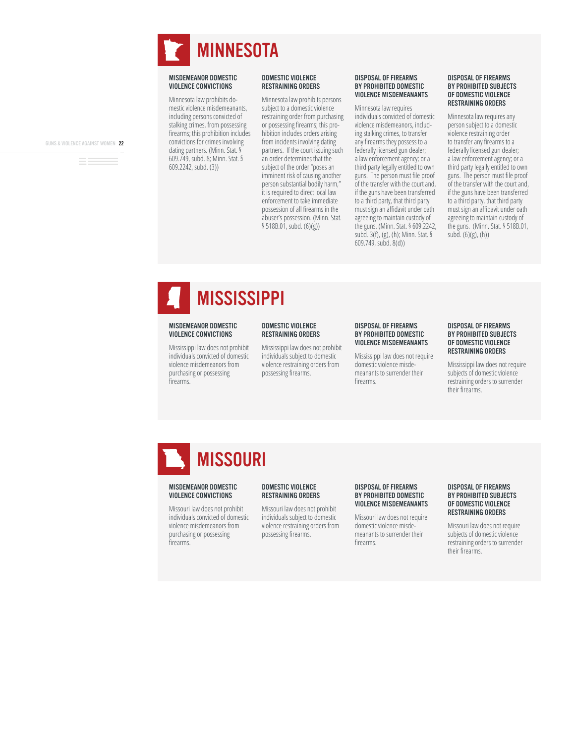# MINNESOTA

### MISDEMEANOR DOMESTIC VIOLENCE CONVICTIONS

Minnesota law prohibits domestic violence misdemeanants, including persons convicted of stalking crimes, from possessing firearms; this prohibition includes convictions for crimes involving dating partners. (Minn. Stat. § 609.749, subd. 8; Minn. Stat. § 609.2242, subd. (3))

### DOMESTIC VIOLENCE RESTRAINING ORDERS

Minnesota law prohibits persons subject to a domestic violence restraining order from purchasing or possessing firearms; this prohibition includes orders arising from incidents involving dating partners. If the court issuing such an order determines that the subject of the order "poses an imminent risk of causing another person substantial bodily harm," it is required to direct local law enforcement to take immediate possession of all firearms in the abuser's possession. (Minn. Stat. § 518B.01, subd. (6)(g))

### DISPOSAL OF FIREARMS BY PROHIBITED DOMESTIC VIOLENCE MISDEMEANANTS

Minnesota law requires individuals convicted of domestic violence misdemeanors, including stalking crimes, to transfer any firearms they possess to a federally licensed gun dealer; a law enforcement agency; or a third party legally entitled to own guns. The person must file proof of the transfer with the court and, if the guns have been transferred to a third party, that third party must sign an affidavit under oath agreeing to maintain custody of the guns. (Minn. Stat. § 609.2242, subd. 3(f), (g), (h); Minn. Stat. § 609.749, subd. 8(d))

### DISPOSAL OF FIREARMS BY PROHIBITED SUBJECTS OF DOMESTIC VIOLENCE RESTRAINING ORDERS

Minnesota law requires any person subject to a domestic violence restraining order to transfer any firearms to a federally licensed gun dealer; a law enforcement agency; or a third party legally entitled to own guns. The person must file proof of the transfer with the court and, if the guns have been transferred to a third party, that third party must sign an affidavit under oath agreeing to maintain custody of the guns. (Minn. Stat. § 518B.01, subd. (6)(g), (h))

# MISSISSIPPI

### MISDEMEANOR DOMESTIC VIOLENCE CONVICTIONS

Mississippi law does not prohibit individuals convicted of domestic violence misdemeanors from purchasing or possessing firearms.

### DOMESTIC VIOLENCE RESTRAINING ORDERS

Mississippi law does not prohibit individuals subject to domestic violence restraining orders from possessing firearms.

### DISPOSAL OF FIREARMS BY PROHIBITED DOMESTIC VIOLENCE MISDEMEANANTS

Mississippi law does not require domestic violence misdemeanants to surrender their firearms.

### DISPOSAL OF FIREARMS BY PROHIBITED SUBJECTS OF DOMESTIC VIOLENCE RESTRAINING ORDERS

Mississippi law does not require subjects of domestic violence restraining orders to surrender their firearms.

# MISSOURI

### MISDEMEANOR DOMESTIC VIOLENCE CONVICTIONS

Missouri law does not prohibit individuals convicted of domestic violence misdemeanors from purchasing or possessing firearms.

### DOMESTIC VIOLENCE RESTRAINING ORDERS

Missouri law does not prohibit individuals subject to domestic violence restraining orders from possessing firearms.

### DISPOSAL OF FIREARMS BY PROHIBITED DOMESTIC VIOLENCE MISDEMEANANTS

Missouri law does not require domestic violence misdemeanants to surrender their firearms.

### DISPOSAL OF FIREARMS BY PROHIBITED SUBJECTS OF DOMESTIC VIOLENCE RESTRAINING ORDERS

Missouri law does not require subjects of domestic violence restraining orders to surrender their firearms.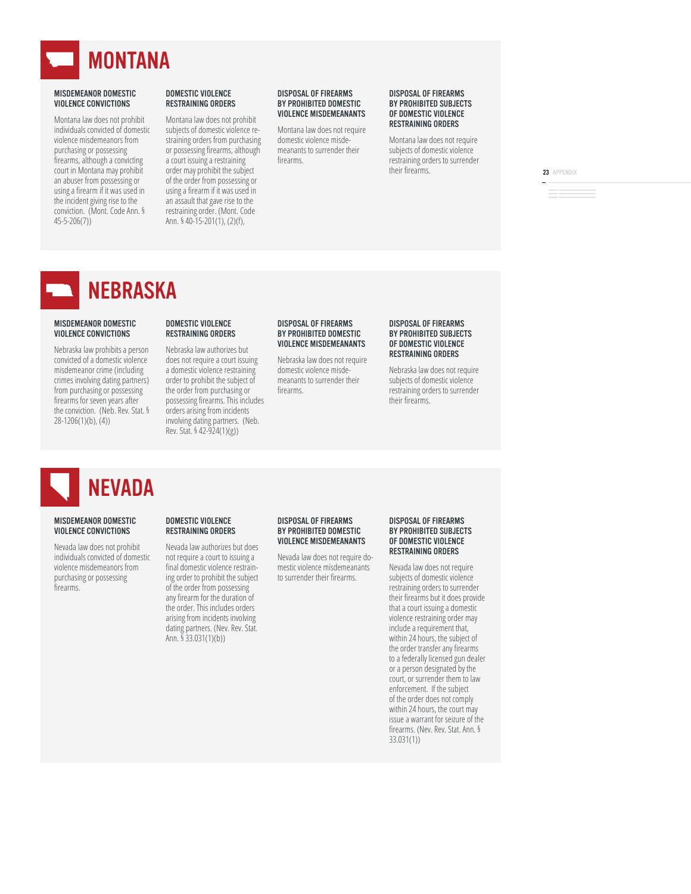# MONTANA

### MISDEMEANOR DOMESTIC VIOLENCE CONVICTIONS

Montana law does not prohibit individuals convicted of domestic violence misdemeanors from purchasing or possessing firearms, although a convicting court in Montana may prohibit an abuser from possessing or using a firearm if it was used in the incident giving rise to the conviction. (Mont. Code Ann. § 45-5-206(7))

### DOMESTIC VIOLENCE RESTRAINING ORDERS

Montana law does not prohibit subjects of domestic violence restraining orders from purchasing or possessing firearms, although a court issuing a restraining order may prohibit the subject of the order from possessing or using a firearm if it was used in an assault that gave rise to the restraining order. (Mont. Code Ann. § 40-15-201(1), (2)(f),

### DISPOSAL OF FIREARMS BY PROHIBITED DOMESTIC VIOLENCE MISDEMEANANTS

Montana law does not require domestic violence misdemeanants to surrender their firearms.

### DISPOSAL OF FIREARMS BY PROHIBITED SUBJECTS OF DOMESTIC VIOLENCE RESTRAINING ORDERS

Montana law does not require subjects of domestic violence restraining orders to surrender their firearms.

# NEBRASKA

### MISDEMEANOR DOMESTIC VIOLENCE CONVICTIONS

Nebraska law prohibits a person convicted of a domestic violence misdemeanor crime (including crimes involving dating partners) from purchasing or possessing firearms for seven years after the conviction. (Neb. Rev. Stat. § 28-1206(1)(b), (4))

### DOMESTIC VIOLENCE RESTRAINING ORDERS

Nebraska law authorizes but does not require a court issuing a domestic violence restraining order to prohibit the subject of the order from purchasing or possessing firearms. This includes orders arising from incidents involving dating partners. (Neb. Rev. Stat. § 42-924(1)(g))

### DISPOSAL OF FIREARMS BY PROHIBITED DOMESTIC VIOLENCE MISDEMEANANTS

Nebraska law does not require domestic violence misdemeanants to surrender their firearms.

### DISPOSAL OF FIREARMS BY PROHIBITED SUBJECTS OF DOMESTIC VIOLENCE RESTRAINING ORDERS

Nebraska law does not require subjects of domestic violence restraining orders to surrender their firearms.

# NEVADA

### MISDEMEANOR DOMESTIC VIOLENCE CONVICTIONS

Nevada law does not prohibit individuals convicted of domestic violence misdemeanors from purchasing or possessing firearms.

### DOMESTIC VIOLENCE RESTRAINING ORDERS

Nevada law authorizes but does not require a court issuing a final domestic violence restraining order to prohibit the subject of the order from possessing any firearm for the duration of the order. This includes orders arising from incidents involving dating partners. (Nev. Rev. Stat. Ann. § 33.031(1)(b))

### DISPOSAL OF FIREARMS BY PROHIBITED DOMESTIC VIOLENCE MISDEMEANANTS

Nevada law does not require domestic violence misdemeanants to surrender their firearms.

### DISPOSAL OF FIREARMS BY PROHIBITED SUBJECTS OF DOMESTIC VIOLENCE RESTRAINING ORDERS

Nevada law does not require subjects of domestic violence restraining orders to surrender their firearms but it does provide that a court issuing a domestic violence restraining order may include a requirement that, within 24 hours, the subject of the order transfer any firearms to a federally licensed gun dealer or a person designated by the court, or surrender them to law enforcement. If the subject of the order does not comply within 24 hours, the court may issue a warrant for seizure of the firearms. (Nev. Rev. Stat. Ann. § 33.031(1))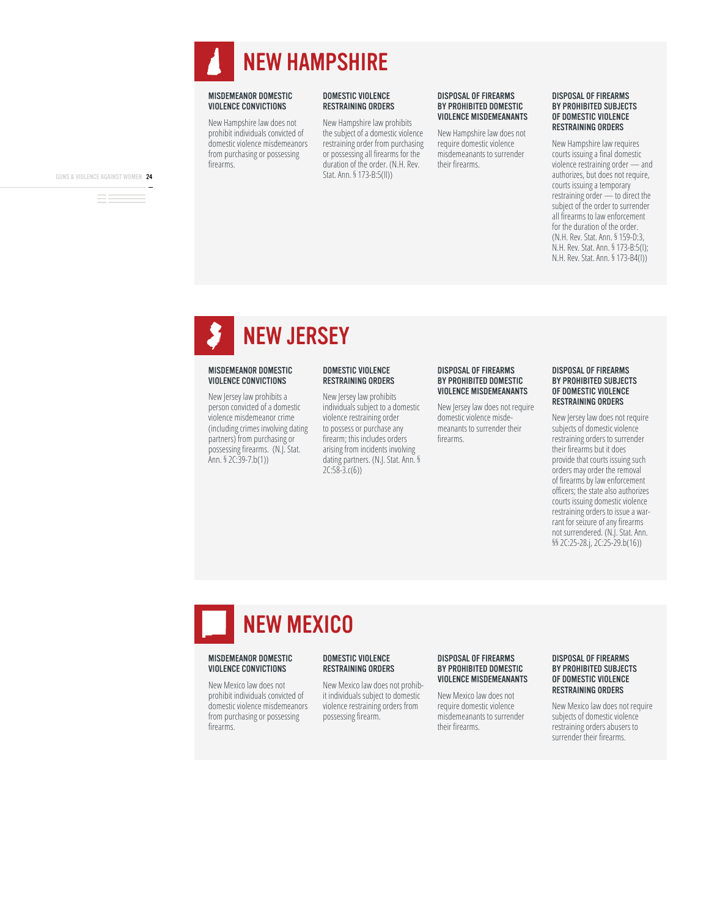# NEW HAMPSHIRE

### MISDEMEANOR DOMESTIC VIOLENCE CONVICTIONS

New Hampshire law does not prohibit individuals convicted of domestic violence misdemeanors from purchasing or possessing firearms.

### DOMESTIC VIOLENCE RESTRAINING ORDERS

New Hampshire law prohibits the subject of a domestic violence restraining order from purchasing or possessing all firearms for the duration of the order. (N.H. Rev. Stat. Ann. § 173-B:5(II))

### DISPOSAL OF FIREARMS BY PROHIBITED DOMESTIC VIOLENCE MISDEMEANANTS

New Hampshire law does not require domestic violence misdemeanants to surrender their firearms.

### DISPOSAL OF FIREARMS BY PROHIBITED SUBJECTS OF DOMESTIC VIOLENCE RESTRAINING ORDERS

New Hampshire law requires courts issuing a final domestic violence restraining order — and authorizes, but does not require, courts issuing a temporary restraining order — to direct the subject of the order to surrender all firearms to law enforcement for the duration of the order. (N.H. Rev. Stat. Ann. § 159-D:3, N.H. Rev. Stat. Ann. § 173-B:5(I); N.H. Rev. Stat. Ann. § 173-B4(I))

# NEW JERSEY

### MISDEMEANOR DOMESTIC VIOLENCE CONVICTIONS

New Jersey law prohibits a person convicted of a domestic violence misdemeanor crime (including crimes involving dating partners) from purchasing or possessing firearms. (N.J. Stat. Ann. § 2C:39-7.b(1))

### DOMESTIC VIOLENCE RESTRAINING ORDERS

New Jersey law prohibits individuals subject to a domestic violence restraining order to possess or purchase any firearm; this includes orders arising from incidents involving dating partners. (N.J. Stat. Ann. § 2C:58-3.c(6))

### DISPOSAL OF FIREARMS BY PROHIBITED DOMESTIC VIOLENCE MISDEMEANANTS

New Jersey law does not require domestic violence misdemeanants to surrender their firearms.

### DISPOSAL OF FIREARMS BY PROHIBITED SUBJECTS OF DOMESTIC VIOLENCE RESTRAINING ORDERS

New Jersey law does not require subjects of domestic violence restraining orders to surrender their firearms but it does provide that courts issuing such orders may order the removal of firearms by law enforcement officers; the state also authorizes courts issuing domestic violence restraining orders to issue a warrant for seizure of any firearms not surrendered. (N.J. Stat. Ann. §§ 2C:25-28.j, 2C:25-29.b(16))

# NEW MEXICO

### MISDEMEANOR DOMESTIC VIOLENCE CONVICTIONS

New Mexico law does not prohibit individuals convicted of domestic violence misdemeanors from purchasing or possessing firearms.

### DOMESTIC VIOLENCE RESTRAINING ORDERS

New Mexico law does not prohibit individuals subject to domestic violence restraining orders from possessing firearm.

### DISPOSAL OF FIREARMS BY PROHIBITED DOMESTIC VIOLENCE MISDEMEANANTS

New Mexico law does not require domestic violence misdemeanants to surrender their firearms.

### DISPOSAL OF FIREARMS BY PROHIBITED SUBJECTS OF DOMESTIC VIOLENCE RESTRAINING ORDERS

New Mexico law does not require subjects of domestic violence restraining orders abusers to surrender their firearms.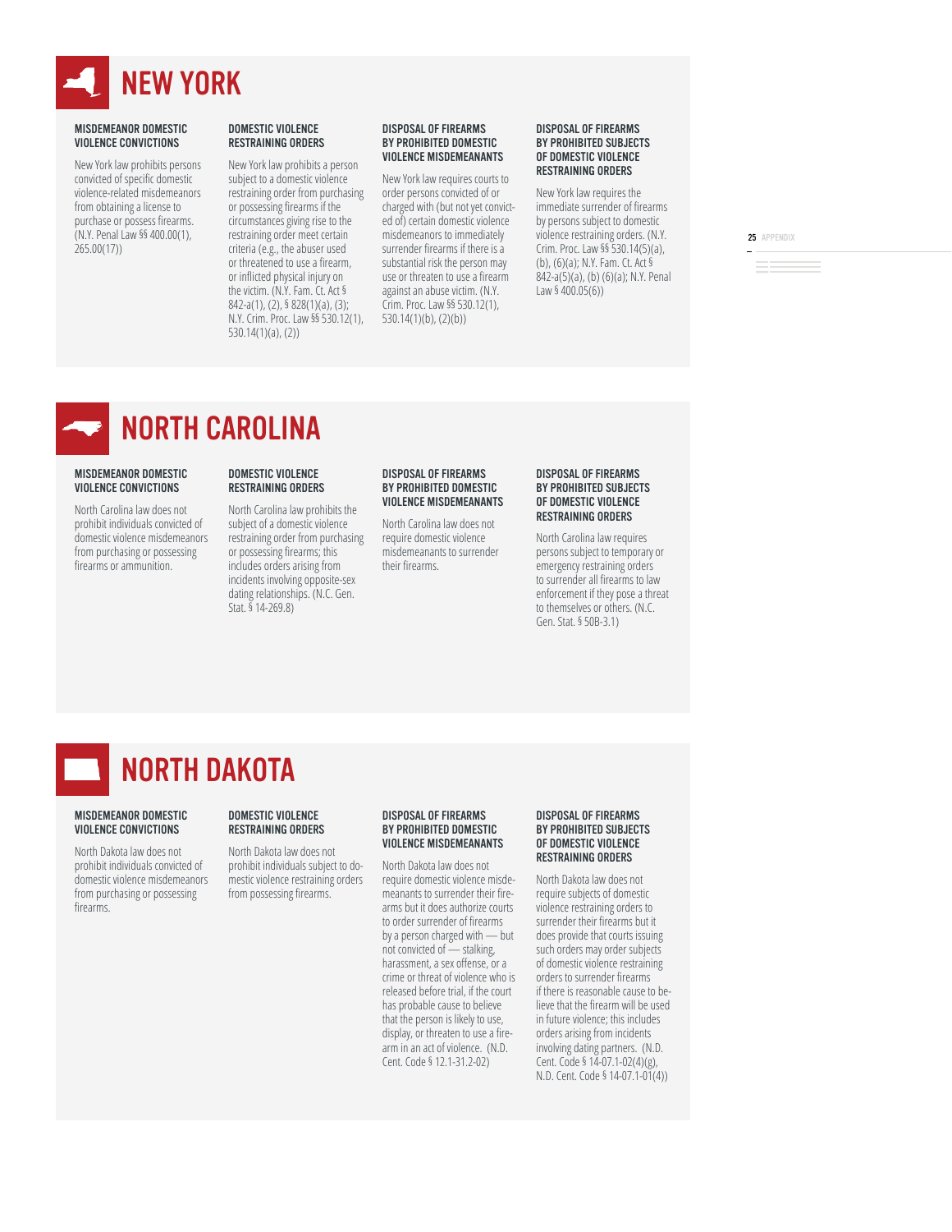# NEW YORK

### MISDEMEANOR DOMESTIC VIOLENCE CONVICTIONS

New York law prohibits persons convicted of specific domestic violence-related misdemeanors from obtaining a license to purchase or possess firearms. (N.Y. Penal Law §§ 400.00(1), 265.00(17))

### DOMESTIC VIOLENCE RESTRAINING ORDERS

New York law prohibits a person subject to a domestic violence restraining order from purchasing or possessing firearms if the circumstances giving rise to the restraining order meet certain criteria (e.g., the abuser used or threatened to use a firearm, or inflicted physical injury on the victim. (N.Y. Fam. Ct. Act § 842-a(1), (2), § 828(1)(a), (3); N.Y. Crim. Proc. Law §§ 530.12(1), 530.14(1)(a), (2))

### DISPOSAL OF FIREARMS BY PROHIBITED DOMESTIC VIOLENCE MISDEMEANANTS

New York law requires courts to order persons convicted of or charged with (but not yet convicted of) certain domestic violence misdemeanors to immediately surrender firearms if there is a substantial risk the person may use or threaten to use a firearm against an abuse victim. (N.Y. Crim. Proc. Law §§ 530.12(1), 530.14(1)(b), (2)(b))

### DISPOSAL OF FIREARMS BY PROHIBITED SUBJECTS OF DOMESTIC VIOLENCE RESTRAINING ORDERS

New York law requires the immediate surrender of firearms by persons subject to domestic violence restraining orders. (N.Y. Crim. Proc. Law §§ 530.14(5)(a), (b), (6)(a); N.Y. Fam. Ct. Act § 842-a(5)(a), (b) (6)(a); N.Y. Penal Law § 400.05(6))

# NORTH CAROLINA

### MISDEMEANOR DOMESTIC VIOLENCE CONVICTIONS

North Carolina law does not prohibit individuals convicted of domestic violence misdemeanors from purchasing or possessing firearms or ammunition.

### DOMESTIC VIOLENCE RESTRAINING ORDERS

North Carolina law prohibits the subject of a domestic violence restraining order from purchasing or possessing firearms; this includes orders arising from incidents involving opposite-sex dating relationships. (N.C. Gen. Stat. § 14-269.8)

### DISPOSAL OF FIREARMS BY PROHIBITED DOMESTIC VIOLENCE MISDEMEANANTS

North Carolina law does not require domestic violence misdemeanants to surrender their firearms.

### DISPOSAL OF FIREARMS BY PROHIBITED SUBJECTS OF DOMESTIC VIOLENCE RESTRAINING ORDERS

North Carolina law requires persons subject to temporary or emergency restraining orders to surrender all firearms to law enforcement if they pose a threat to themselves or others. (N.C. Gen. Stat. § 50B-3.1)

# NORTH DAKOTA

### MISDEMEANOR DOMESTIC VIOLENCE CONVICTIONS

North Dakota law does not prohibit individuals convicted of domestic violence misdemeanors from purchasing or possessing firearms.

### DOMESTIC VIOLENCE RESTRAINING ORDERS

North Dakota law does not prohibit individuals subject to domestic violence restraining orders from possessing firearms.

### DISPOSAL OF FIREARMS BY PROHIBITED DOMESTIC VIOLENCE MISDEMEANANTS

North Dakota law does not require domestic violence misdemeanants to surrender their firearms but it does authorize courts to order surrender of firearms by a person charged with — but not convicted of — stalking, harassment, a sex offense, or a crime or threat of violence who is released before trial, if the court has probable cause to believe that the person is likely to use, display, or threaten to use a firearm in an act of violence. (N.D. Cent. Code § 12.1-31.2-02)

### DISPOSAL OF FIREARMS BY PROHIBITED SUBJECTS OF DOMESTIC VIOLENCE RESTRAINING ORDERS

North Dakota law does not require subjects of domestic violence restraining orders to surrender their firearms but it does provide that courts issuing such orders may order subjects of domestic violence restraining orders to surrender firearms if there is reasonable cause to believe that the firearm will be used in future violence; this includes orders arising from incidents involving dating partners. (N.D. Cent. Code § 14-07.1-02(4)(g), N.D. Cent. Code § 14-07.1-01(4))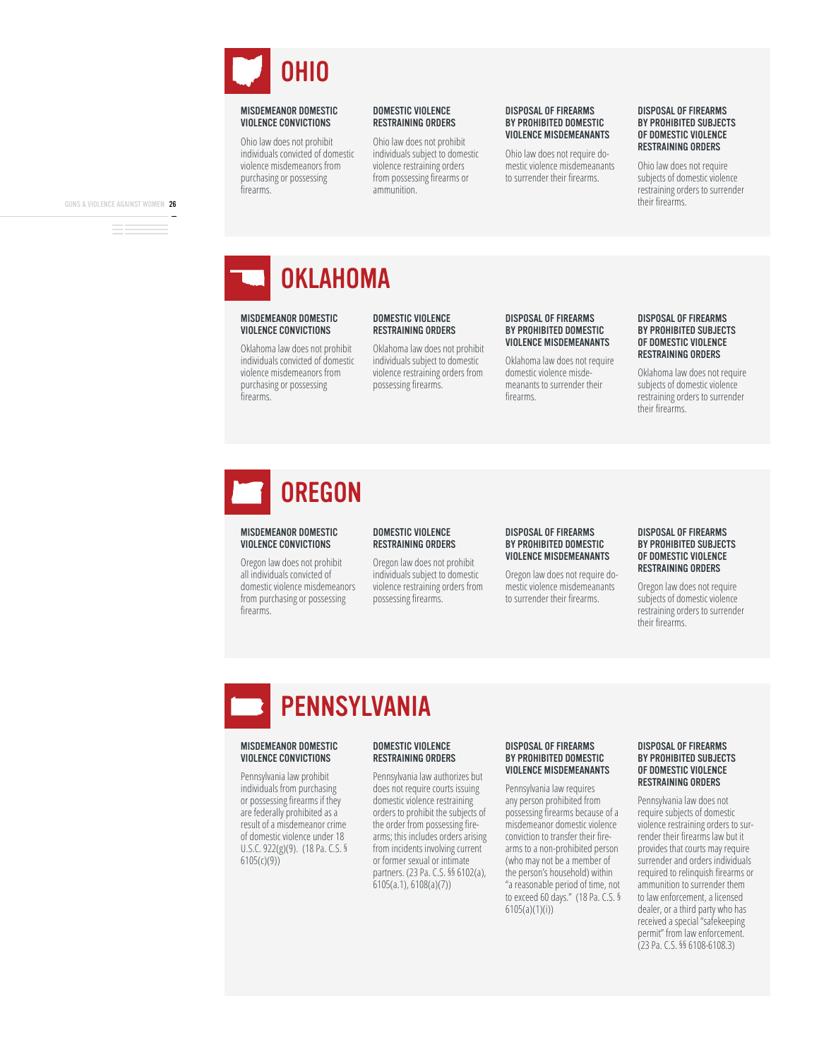# OHIO

### MISDEMEANOR DOMESTIC VIOLENCE CONVICTIONS

Ohio law does not prohibit individuals convicted of domestic violence misdemeanors from purchasing or possessing firearms.

### DOMESTIC VIOLENCE RESTRAINING ORDERS

Ohio law does not prohibit individuals subject to domestic violence restraining orders from possessing firearms or ammunition.

### DISPOSAL OF FIREARMS BY PROHIBITED DOMESTIC VIOLENCE MISDEMEANANTS

Ohio law does not require domestic violence misdemeanants to surrender their firearms.

### DISPOSAL OF FIREARMS BY PROHIBITED SUBJECTS OF DOMESTIC VIOLENCE RESTRAINING ORDERS

Ohio law does not require subjects of domestic violence restraining orders to surrender their firearms.

# OKLAHOMA

### MISDEMEANOR DOMESTIC VIOLENCE CONVICTIONS

Oklahoma law does not prohibit individuals convicted of domestic violence misdemeanors from purchasing or possessing firearms.

### DOMESTIC VIOLENCE RESTRAINING ORDERS

Oklahoma law does not prohibit individuals subject to domestic violence restraining orders from possessing firearms.

### DISPOSAL OF FIREARMS BY PROHIBITED DOMESTIC VIOLENCE MISDEMEANANTS

Oklahoma law does not require domestic violence misdemeanants to surrender their firearms.

### DISPOSAL OF FIREARMS BY PROHIBITED SUBJECTS OF DOMESTIC VIOLENCE RESTRAINING ORDERS

Oklahoma law does not require subjects of domestic violence restraining orders to surrender their firearms.

# OREGON

### MISDEMEANOR DOMESTIC VIOLENCE CONVICTIONS

Oregon law does not prohibit all individuals convicted of domestic violence misdemeanors from purchasing or possessing firearms.

### DOMESTIC VIOLENCE RESTRAINING ORDERS

Oregon law does not prohibit individuals subject to domestic violence restraining orders from possessing firearms.

### DISPOSAL OF FIREARMS BY PROHIBITED DOMESTIC VIOLENCE MISDEMEANANTS

Oregon law does not require domestic violence misdemeanants to surrender their firearms.

### DISPOSAL OF FIREARMS BY PROHIBITED SUBJECTS OF DOMESTIC VIOLENCE RESTRAINING ORDERS

Oregon law does not require subjects of domestic violence restraining orders to surrender their firearms.

# PENNSYLVANIA

### MISDEMEANOR DOMESTIC VIOLENCE CONVICTIONS

Pennsylvania law prohibit individuals from purchasing or possessing firearms if they are federally prohibited as a result of a misdemeanor crime of domestic violence under 18 U.S.C. 922(g)(9). (18 Pa. C.S. § 6105(c)(9))

### DOMESTIC VIOLENCE RESTRAINING ORDERS

Pennsylvania law authorizes but does not require courts issuing domestic violence restraining orders to prohibit the subjects of the order from possessing firearms; this includes orders arising from incidents involving current or former sexual or intimate partners. (23 Pa. C.S. §§ 6102(a), 6105(a.1), 6108(a)(7))

### DISPOSAL OF FIREARMS BY PROHIBITED DOMESTIC VIOLENCE MISDEMEANANTS

Pennsylvania law requires any person prohibited from possessing firearms because of a misdemeanor domestic violence conviction to transfer their firearms to a non-prohibited person (who may not be a member of the person's household) within "a reasonable period of time, not to exceed 60 days." (18 Pa. C.S. § 6105(a)(1)(i))

### DISPOSAL OF FIREARMS BY PROHIBITED SUBJECTS OF DOMESTIC VIOLENCE RESTRAINING ORDERS

Pennsylvania law does not require subjects of domestic violence restraining orders to surrender their firearms law but it provides that courts may require surrender and orders individuals required to relinquish firearms or ammunition to surrender them to law enforcement, a licensed dealer, or a third party who has received a special "safekeeping permit" from law enforcement. (23 Pa. C.S. §§ 6108-6108.3)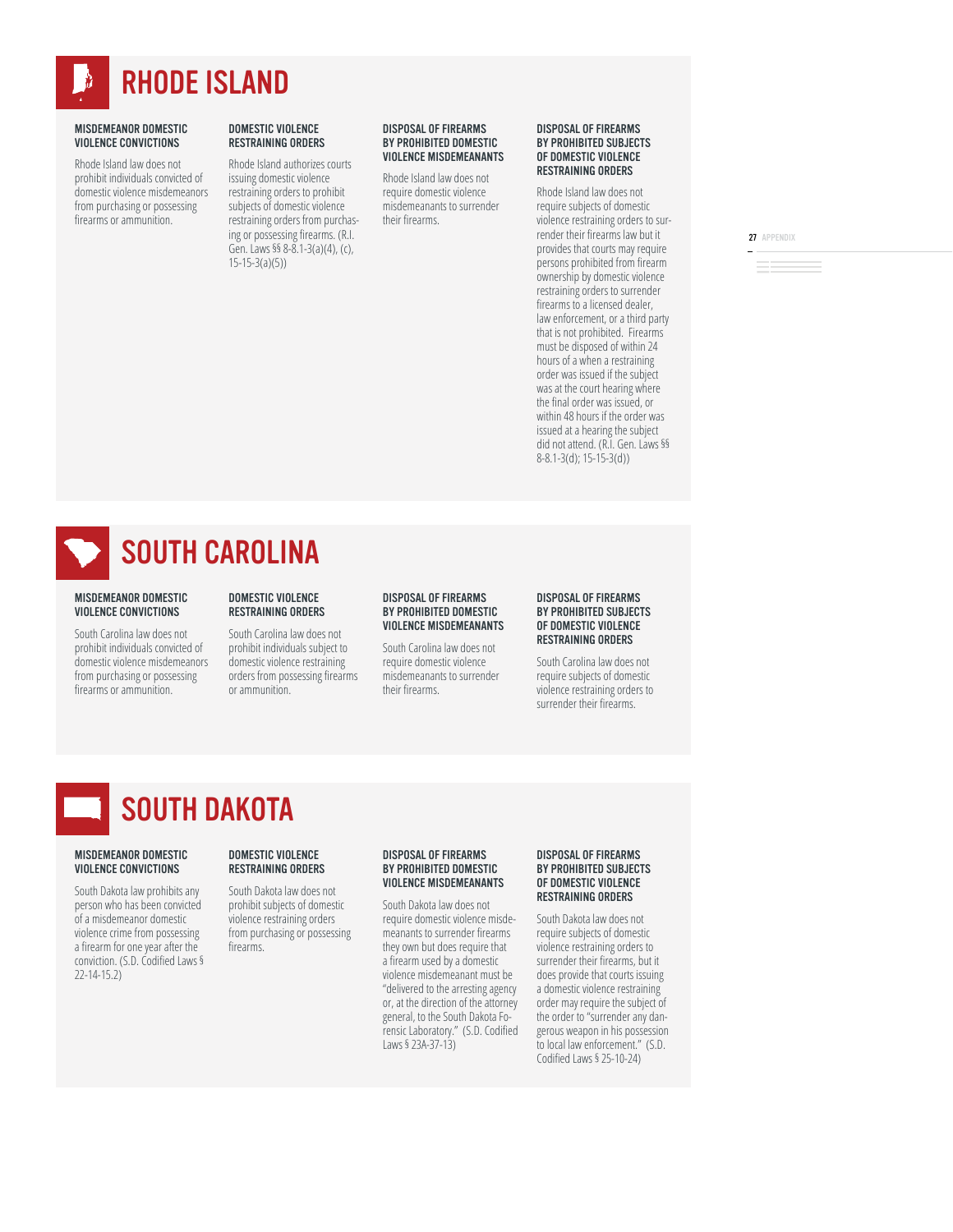# RHODE ISLAND

### MISDEMEANOR DOMESTIC VIOLENCE CONVICTIONS

Rhode Island law does not prohibit individuals convicted of domestic violence misdemeanors from purchasing or possessing firearms or ammunition.

### DOMESTIC VIOLENCE RESTRAINING ORDERS

Rhode Island authorizes courts issuing domestic violence restraining orders to prohibit subjects of domestic violence restraining orders from purchasing or possessing firearms. (R.I. Gen. Laws §§ 8-8.1-3(a)(4), (c), 15-15-3(a)(5))

### DISPOSAL OF FIREARMS BY PROHIBITED DOMESTIC VIOLENCE MISDEMEANANTS

Rhode Island law does not require domestic violence misdemeanants to surrender their firearms.

### DISPOSAL OF FIREARMS BY PROHIBITED SUBJECTS OF DOMESTIC VIOLENCE RESTRAINING ORDERS

Rhode Island law does not require subjects of domestic violence restraining orders to surrender their firearms law but it provides that courts may require persons prohibited from firearm ownership by domestic violence restraining orders to surrender firearms to a licensed dealer, law enforcement, or a third party that is not prohibited. Firearms must be disposed of within 24 hours of a when a restraining order was issued if the subject was at the court hearing where the final order was issued, or within 48 hours if the order was issued at a hearing the subject did not attend. (R.I. Gen. Laws §§ 8-8.1-3(d); 15-15-3(d))

# SOUTH CAROLINA

### MISDEMEANOR DOMESTIC VIOLENCE CONVICTIONS

South Carolina law does not prohibit individuals convicted of domestic violence misdemeanors from purchasing or possessing firearms or ammunition.

### DOMESTIC VIOLENCE RESTRAINING ORDERS

South Carolina law does not prohibit individuals subject to domestic violence restraining orders from possessing firearms or ammunition.

### DISPOSAL OF FIREARMS BY PROHIBITED DOMESTIC VIOLENCE MISDEMEANANTS

South Carolina law does not require domestic violence misdemeanants to surrender their firearms.

### DISPOSAL OF FIREARMS BY PROHIBITED SUBJECTS OF DOMESTIC VIOLENCE RESTRAINING ORDERS

South Carolina law does not require subjects of domestic violence restraining orders to surrender their firearms.

# SOUTH DAKOTA

### MISDEMEANOR DOMESTIC VIOLENCE CONVICTIONS

South Dakota law prohibits any person who has been convicted of a misdemeanor domestic violence crime from possessing a firearm for one year after the conviction. (S.D. Codified Laws § 22-14-15.2)

### DOMESTIC VIOLENCE RESTRAINING ORDERS

South Dakota law does not prohibit subjects of domestic violence restraining orders from purchasing or possessing firearms.

### DISPOSAL OF FIREARMS BY PROHIBITED DOMESTIC VIOLENCE MISDEMEANANTS

South Dakota law does not require domestic violence misdemeanants to surrender firearms they own but does require that a firearm used by a domestic violence misdemeanant must be "delivered to the arresting agency or, at the direction of the attorney general, to the South Dakota Forensic Laboratory." (S.D. Codified Laws § 23A-37-13)

### DISPOSAL OF FIREARMS BY PROHIBITED SUBJECTS OF DOMESTIC VIOLENCE RESTRAINING ORDERS

South Dakota law does not require subjects of domestic violence restraining orders to surrender their firearms, but it does provide that courts issuing a domestic violence restraining order may require the subject of the order to "surrender any dangerous weapon in his possession to local law enforcement." (S.D. Codified Laws § 25-10-24)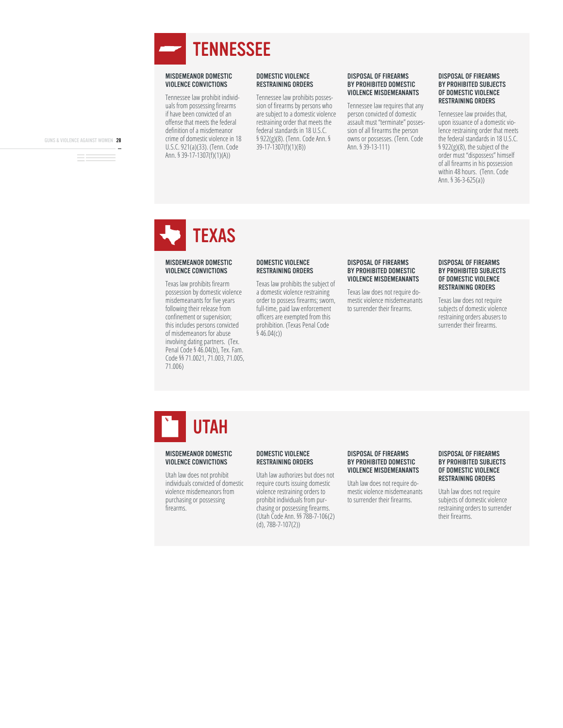# TENNESSEE

### MISDEMEANOR DOMESTIC VIOLENCE CONVICTIONS

Tennessee law prohibit individuals from possessing firearms if have been convicted of an offense that meets the federal definition of a misdemeanor crime of domestic violence in 18 U.S.C. 921(a)(33). (Tenn. Code Ann. § 39-17-1307(f)(1)(A))

### DOMESTIC VIOLENCE RESTRAINING ORDERS

Tennessee law prohibits possession of firearms by persons who are subject to a domestic violence restraining order that meets the federal standards in 18 U.S.C. § 922(g)(8). (Tenn. Code Ann. § 39-17-1307(f)(1)(B))

### DISPOSAL OF FIREARMS BY PROHIBITED DOMESTIC VIOLENCE MISDEMEANANTS

Tennessee law requires that any person convicted of domestic assault must "terminate" possession of all firearms the person owns or possesses. (Tenn. Code Ann. § 39-13-111)

### DISPOSAL OF FIREARMS BY PROHIBITED SUBJECTS OF DOMESTIC VIOLENCE RESTRAINING ORDERS

Tennessee law provides that, upon issuance of a domestic violence restraining order that meets the federal standards in 18 U.S.C. § 922(g)(8), the subject of the order must "dispossess" himself of all firearms in his possession within 48 hours. (Tenn. Code Ann. § 36-3-625(a))

# TEXAS

### MISDEMEANOR DOMESTIC VIOLENCE CONVICTIONS

Texas law prohibits firearm possession by domestic violence misdemeanants for five years following their release from confinement or supervision; this includes persons convicted of misdemeanors for abuse involving dating partners. (Tex. Penal Code § 46.04(b), Tex. Fam. Code §§ 71.0021, 71.003, 71.005, 71.006)

### DOMESTIC VIOLENCE RESTRAINING ORDERS

Texas law prohibits the subject of a domestic violence restraining order to possess firearms; sworn, full-time, paid law enforcement officers are exempted from this prohibition. (Texas Penal Code § 46.04(c))

### DISPOSAL OF FIREARMS BY PROHIBITED DOMESTIC VIOLENCE MISDEMEANANTS

Texas law does not require domestic violence misdemeanants to surrender their firearms.

### DISPOSAL OF FIREARMS BY PROHIBITED SUBJECTS OF DOMESTIC VIOLENCE RESTRAINING ORDERS

Texas law does not require subjects of domestic violence restraining orders abusers to surrender their firearms.

# UTAH

### MISDEMEANOR DOMESTIC VIOLENCE CONVICTIONS

Utah law does not prohibit individuals convicted of domestic violence misdemeanors from purchasing or possessing firearms.

### DOMESTIC VIOLENCE RESTRAINING ORDERS

Utah law authorizes but does not require courts issuing domestic violence restraining orders to prohibit individuals from purchasing or possessing firearms. (Utah Code Ann. §§ 78B-7-106(2)(d), 78B-7-107(2))

### DISPOSAL OF FIREARMS BY PROHIBITED DOMESTIC VIOLENCE MISDEMEANANTS

Utah law does not require domestic violence misdemeanants to surrender their firearms.

### DISPOSAL OF FIREARMS BY PROHIBITED SUBJECTS OF DOMESTIC VIOLENCE RESTRAINING ORDERS

Utah law does not require subjects of domestic violence restraining orders to surrender their firearms.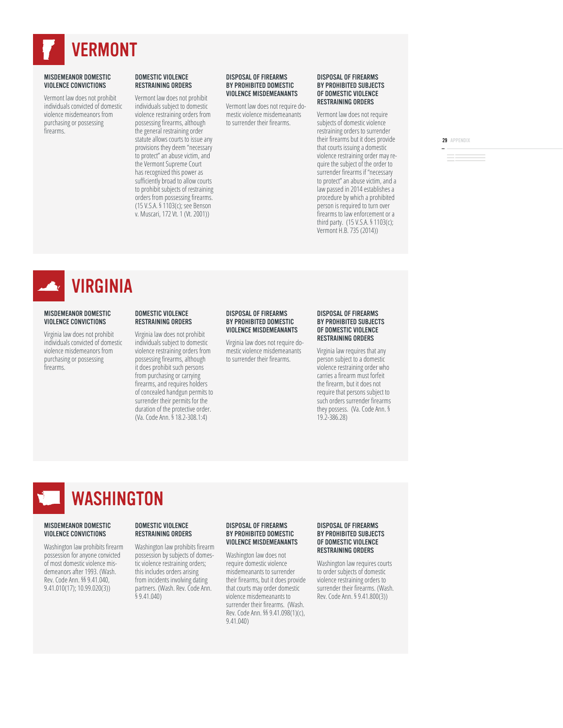# VERMONT

### MISDEMEANOR DOMESTIC VIOLENCE CONVICTIONS

Vermont law does not prohibit individuals convicted of domestic violence misdemeanors from purchasing or possessing firearms.

### DOMESTIC VIOLENCE RESTRAINING ORDERS

Vermont law does not prohibit individuals subject to domestic violence restraining orders from possessing firearms, although the general restraining order statute allows courts to issue any provisions they deem "necessary to protect" an abuse victim, and the Vermont Supreme Court has recognized this power as sufficiently broad to allow courts to prohibit subjects of restraining orders from possessing firearms. (15 V.S.A. § 1103(c); see Benson v. Muscari, 172 Vt. 1 (Vt. 2001))

### DISPOSAL OF FIREARMS BY PROHIBITED DOMESTIC VIOLENCE MISDEMEANANTS

Vermont law does not require domestic violence misdemeanants to surrender their firearms.

### DISPOSAL OF FIREARMS BY PROHIBITED SUBJECTS OF DOMESTIC VIOLENCE RESTRAINING ORDERS

Vermont law does not require subjects of domestic violence restraining orders to surrender their firearms but it does provide that courts issuing a domestic violence restraining order may require the subject of the order to surrender firearms if "necessary to protect" an abuse victim, and a law passed in 2014 establishes a procedure by which a prohibited person is required to turn over firearms to law enforcement or a third party. (15 V.S.A. § 1103(c); Vermont H.B. 735 (2014))

# VIRGINIA

### MISDEMEANOR DOMESTIC VIOLENCE CONVICTIONS

Virginia law does not prohibit individuals convicted of domestic violence misdemeanors from purchasing or possessing firearms.

### DOMESTIC VIOLENCE RESTRAINING ORDERS

Virginia law does not prohibit individuals subject to domestic violence restraining orders from possessing firearms, although it does prohibit such persons from purchasing or carrying firearms, and requires holders of concealed handgun permits to surrender their permits for the duration of the protective order. (Va. Code Ann. § 18.2-308.1:4)

### DISPOSAL OF FIREARMS BY PROHIBITED DOMESTIC VIOLENCE MISDEMEANANTS

Virginia law does not require domestic violence misdemeanants to surrender their firearms.

### DISPOSAL OF FIREARMS BY PROHIBITED SUBJECTS OF DOMESTIC VIOLENCE RESTRAINING ORDERS

Virginia law requires that any person subject to a domestic violence restraining order who carries a firearm must forfeit the firearm, but it does not require that persons subject to such orders surrender firearms they possess. (Va. Code Ann. § 19.2-386.28)

# WASHINGTON

### MISDEMEANOR DOMESTIC VIOLENCE CONVICTIONS

Washington law prohibits firearm possession for anyone convicted of most domestic violence misdemeanors after 1993. (Wash. Rev. Code Ann. §§ 9.41.040, 9.41.010(17); 10.99.020(3))

### DOMESTIC VIOLENCE RESTRAINING ORDERS

Washington law prohibits firearm possession by subjects of domestic violence restraining orders; this includes orders arising from incidents involving dating partners. (Wash. Rev. Code Ann. § 9.41.040)

### DISPOSAL OF FIREARMS BY PROHIBITED DOMESTIC VIOLENCE MISDEMEANANTS

Washington law does not require domestic violence misdemeanants to surrender their firearms, but it does provide that courts may order domestic violence misdemeanants to surrender their firearms. (Wash. Rev. Code Ann. §§ 9.41.098(1)(c), 9.41.040)

### DISPOSAL OF FIREARMS BY PROHIBITED SUBJECTS OF DOMESTIC VIOLENCE RESTRAINING ORDERS

Washington law requires courts to order subjects of domestic violence restraining orders to surrender their firearms. (Wash. Rev. Code Ann. § 9.41.800(3))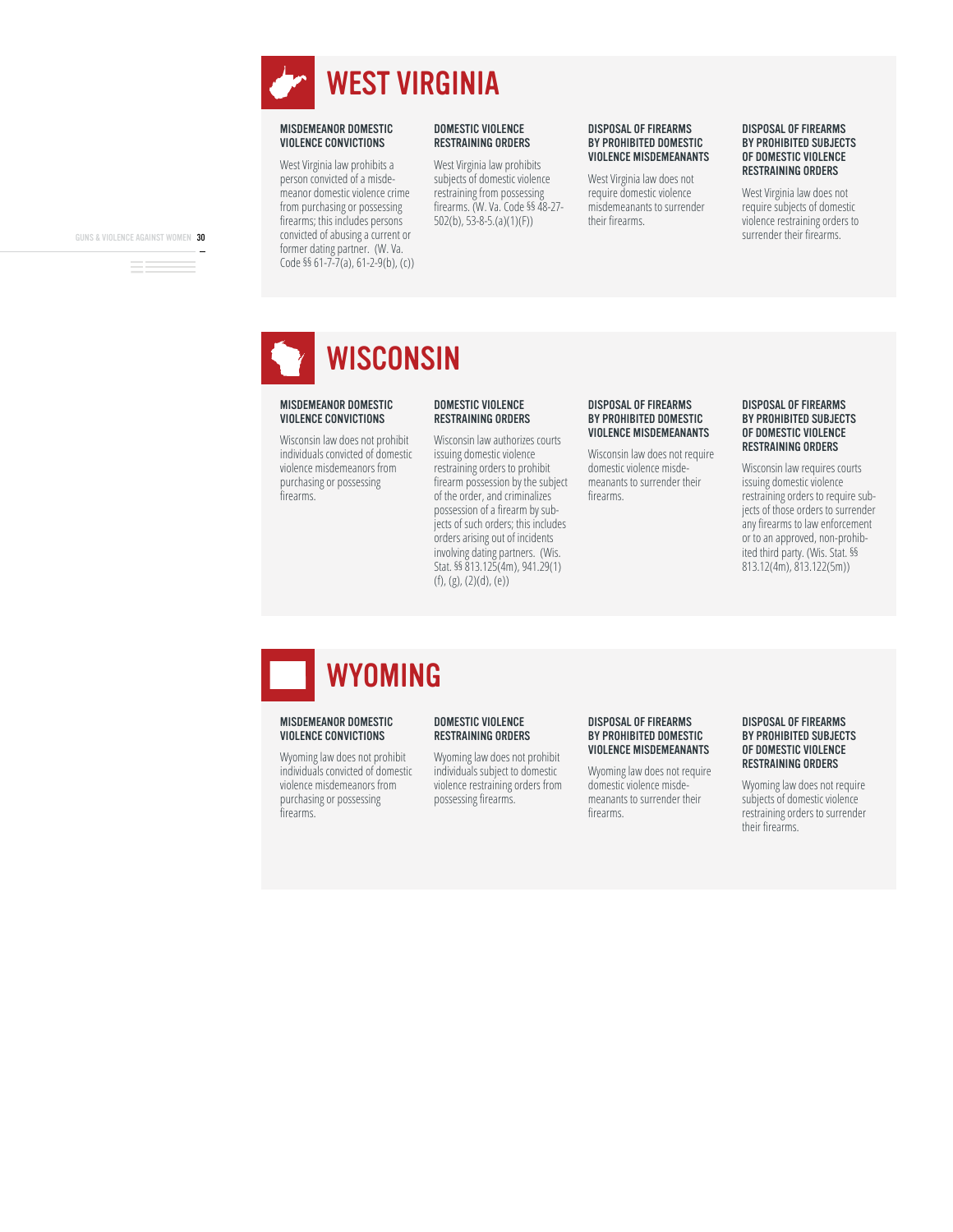# WEST VIRGINIA

### MISDEMEANOR DOMESTIC VIOLENCE CONVICTIONS

West Virginia law prohibits a person convicted of a misdemeanor domestic violence crime from purchasing or possessing firearms; this includes persons convicted of abusing a current or former dating partner. (W. Va. Code §§ 61-7-7(a), 61-2-9(b), (c))

### DOMESTIC VIOLENCE RESTRAINING ORDERS

West Virginia law prohibits subjects of domestic violence restraining from possessing firearms. (W. Va. Code §§ 48-27-502(b), 53-8-5.(a)(1)(F))

### DISPOSAL OF FIREARMS BY PROHIBITED DOMESTIC VIOLENCE MISDEMEANANTS

West Virginia law does not require domestic violence misdemeanants to surrender their firearms.

### DISPOSAL OF FIREARMS BY PROHIBITED SUBJECTS OF DOMESTIC VIOLENCE RESTRAINING ORDERS

West Virginia law does not require subjects of domestic violence restraining orders to surrender their firearms.

# WISCONSIN

### MISDEMEANOR DOMESTIC VIOLENCE CONVICTIONS

Wisconsin law does not prohibit individuals convicted of domestic violence misdemeanors from purchasing or possessing firearms.

### DOMESTIC VIOLENCE RESTRAINING ORDERS

Wisconsin law authorizes courts issuing domestic violence restraining orders to prohibit firearm possession by the subject of the order, and criminalizes possession of a firearm by subjects of such orders; this includes orders arising out of incidents involving dating partners. (Wis. Stat. §§ 813.125(4m), 941.29(1)(f), (g), (2)(d), (e))

### DISPOSAL OF FIREARMS BY PROHIBITED DOMESTIC VIOLENCE MISDEMEANANTS

Wisconsin law does not require domestic violence misdemeanants to surrender their firearms.

### DISPOSAL OF FIREARMS BY PROHIBITED SUBJECTS OF DOMESTIC VIOLENCE RESTRAINING ORDERS

Wisconsin law requires courts issuing domestic violence restraining orders to require subjects of those orders to surrender any firearms to law enforcement or to an approved, non-prohibited third party. (Wis. Stat. §§ 813.12(4m), 813.122(5m))

# WYOMING

### MISDEMEANOR DOMESTIC VIOLENCE CONVICTIONS

Wyoming law does not prohibit individuals convicted of domestic violence misdemeanors from purchasing or possessing firearms.

### DOMESTIC VIOLENCE RESTRAINING ORDERS

Wyoming law does not prohibit individuals subject to domestic violence restraining orders from possessing firearms.

### DISPOSAL OF FIREARMS BY PROHIBITED DOMESTIC VIOLENCE MISDEMEANANTS

Wyoming law does not require domestic violence misdemeanants to surrender their firearms.

### DISPOSAL OF FIREARMS BY PROHIBITED SUBJECTS OF DOMESTIC VIOLENCE RESTRAINING ORDERS

Wyoming law does not require subjects of domestic violence restraining orders to surrender their firearms.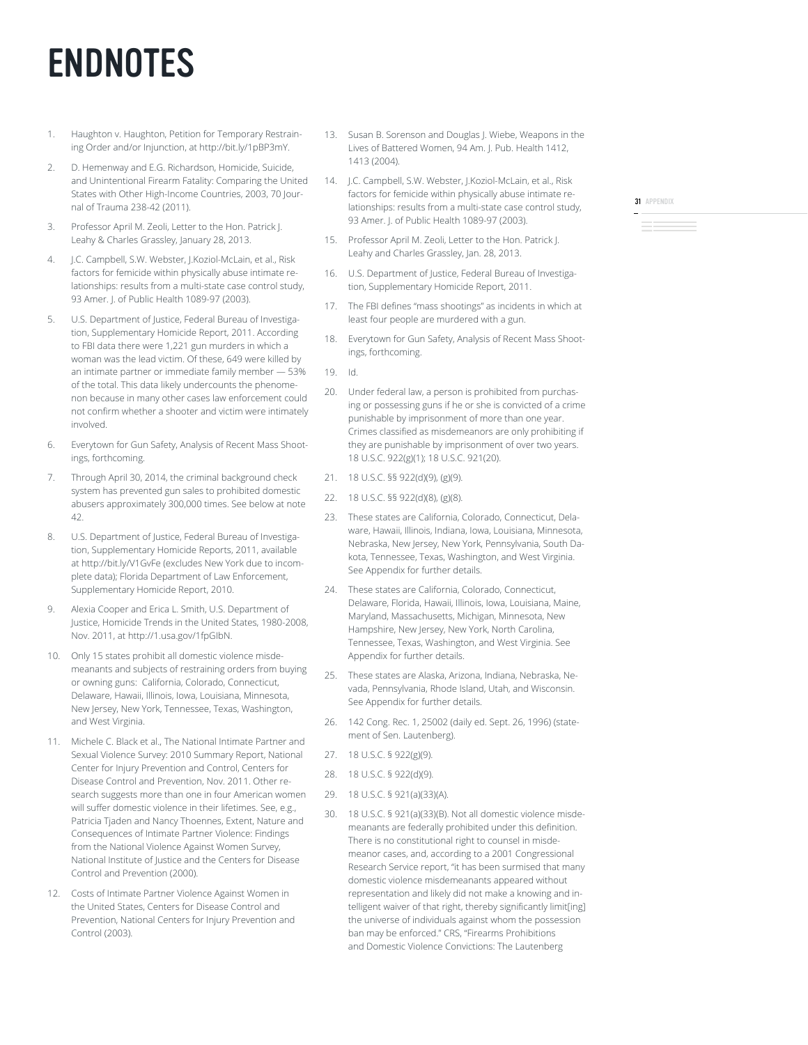# ENDNOTES

1. Haughton v. Haughton, Petition for Temporary Restraining Order and/or Injunction, at http://bit.ly/1pBP3mY.
2. D. Hemenway and E.G. Richardson, Homicide, Suicide, and Unintentional Firearm Fatality: Comparing the United States with Other High-Income Countries, 2003, 70 Journal of Trauma 238-42 (2011).
3. Professor April M. Zeoli, Letter to the Hon. Patrick J. Leahy & Charles Grassley, January 28, 2013.
4. J.C. Campbell, S.W. Webster, J.Koziol-McLain, et al., Risk factors for femicide within physically abuse intimate relationships: results from a multi-state case control study, 93 Amer. J. of Public Health 1089-97 (2003).
5. U.S. Department of Justice, Federal Bureau of Investigation, Supplementary Homicide Report, 2011. According to FBI data there were 1,221 gun murders in which a woman was the lead victim. Of these, 649 were killed by an intimate partner or immediate family member — 53% of the total. This data likely undercounts the phenomenon because in many other cases law enforcement could not confirm whether a shooter and victim were intimately involved.
6. Everytown for Gun Safety, Analysis of Recent Mass Shootings, forthcoming.
7. Through April 30, 2014, the criminal background check system has prevented gun sales to prohibited domestic abusers approximately 300,000 times. See below at note 42.
8. U.S. Department of Justice, Federal Bureau of Investigation, Supplementary Homicide Reports, 2011, available at http://bit.ly/V1GvFe (excludes New York due to incomplete data); Florida Department of Law Enforcement, Supplementary Homicide Report, 2010.
9. Alexia Cooper and Erica L. Smith, U.S. Department of Justice, Homicide Trends in the United States, 1980-2008, Nov. 2011, at http://1.usa.gov/1fpGIbN.
10. Only 15 states prohibit all domestic violence misdemeanants and subjects of restraining orders from buying or owning guns: California, Colorado, Connecticut, Delaware, Hawaii, Illinois, Iowa, Louisiana, Minnesota, New Jersey, New York, Tennessee, Texas, Washington, and West Virginia.
11. Michele C. Black et al., The National Intimate Partner and Sexual Violence Survey: 2010 Summary Report, National Center for Injury Prevention and Control, Centers for Disease Control and Prevention, Nov. 2011. Other research suggests more than one in four American women will suffer domestic violence in their lifetimes. See, e.g., Patricia Tjaden and Nancy Thoennes, Extent, Nature and Consequences of Intimate Partner Violence: Findings from the National Violence Against Women Survey, National Institute of Justice and the Centers for Disease Control and Prevention (2000).
12. Costs of Intimate Partner Violence Against Women in the United States, Centers for Disease Control and Prevention, National Centers for Injury Prevention and Control (2003).
13. Susan B. Sorenson and Douglas J. Wiebe, Weapons in the Lives of Battered Women, 94 Am. J. Pub. Health 1412, 1413 (2004).
14. J.C. Campbell, S.W. Webster, J.Koziol-McLain, et al., Risk factors for femicide within physically abuse intimate relationships: results from a multi-state case control study, 93 Amer. J. of Public Health 1089-97 (2003).
15. Professor April M. Zeoli, Letter to the Hon. Patrick J. Leahy and Charles Grassley, Jan. 28, 2013.
16. U.S. Department of Justice, Federal Bureau of Investigation, Supplementary Homicide Report, 2011.
17. The FBI defines "mass shootings" as incidents in which at least four people are murdered with a gun.
18. Everytown for Gun Safety, Analysis of Recent Mass Shootings, forthcoming.
19. Id.
20. Under federal law, a person is prohibited from purchasing or possessing guns if he or she is convicted of a crime punishable by imprisonment of more than one year. Crimes classified as misdemeanors are only prohibiting if they are punishable by imprisonment of over two years. 18 U.S.C. 922(g)(1); 18 U.S.C. 921(20).
21. 18 U.S.C. §§ 922(d)(9), (g)(9).
22. 18 U.S.C. §§ 922(d)(8), (g)(8).
23. These states are California, Colorado, Connecticut, Delaware, Hawaii, Illinois, Indiana, Iowa, Louisiana, Minnesota, Nebraska, New Jersey, New York, Pennsylvania, South Dakota, Tennessee, Texas, Washington, and West Virginia. See Appendix for further details.
24. These states are California, Colorado, Connecticut, Delaware, Florida, Hawaii, Illinois, Iowa, Louisiana, Maine, Maryland, Massachusetts, Michigan, Minnesota, New Hampshire, New Jersey, New York, North Carolina, Tennessee, Texas, Washington, and West Virginia. See Appendix for further details.
25. These states are Alaska, Arizona, Indiana, Nebraska, Nevada, Pennsylvania, Rhode Island, Utah, and Wisconsin. See Appendix for further details.
26. 142 Cong. Rec. 1, 25002 (daily ed. Sept. 26, 1996) (statement of Sen. Lautenberg).
27. 18 U.S.C. § 922(g)(9).
28. 18 U.S.C. § 922(d)(9).
29. 18 U.S.C. § 921(a)(33)(A).
30. 18 U.S.C. § 921(a)(33)(B). Not all domestic violence misdemeanants are federally prohibited under this definition. There is no constitutional right to counsel in misdemeanor cases, and, according to a 2001 Congressional Research Service report, "it has been surmised that many domestic violence misdemeanants appeared without representation and likely did not make a knowing and intelligent waiver of that right, thereby significantly limit[ing] the universe of individuals against whom the possession ban may be enforced." CRS, "Firearms Prohibitions and Domestic Violence Convictions: The Lautenberg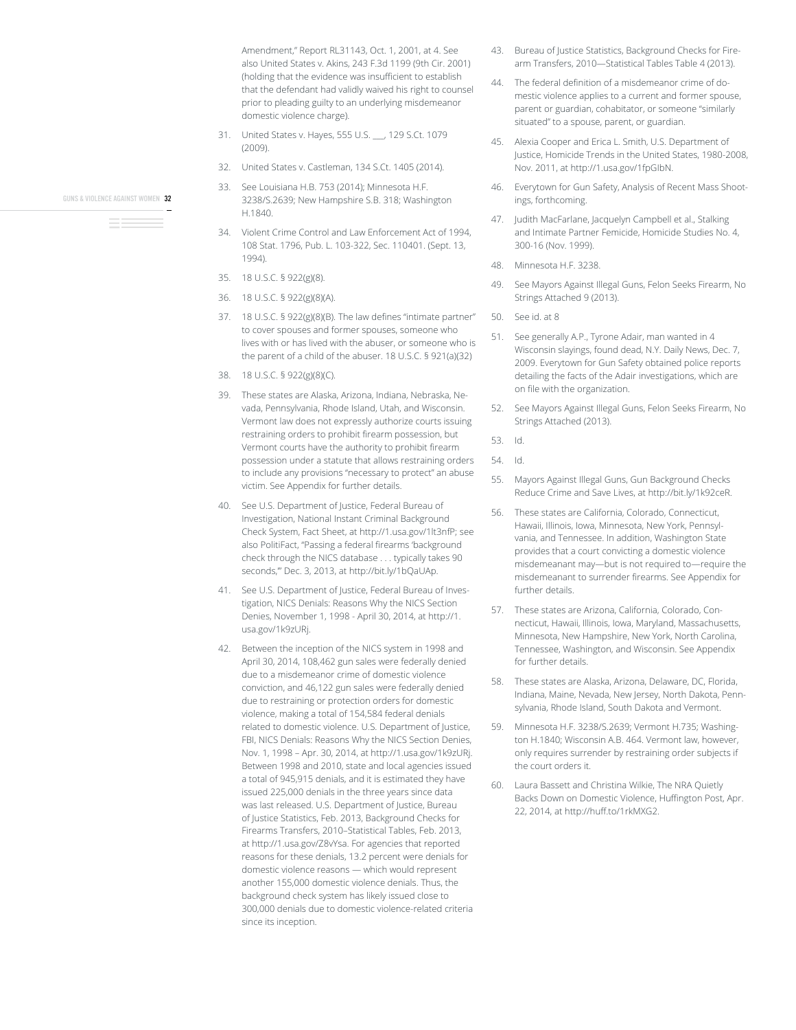Amendment," Report RL31143, Oct. 1, 2001, at 4. See also United States v. Akins, 243 F.3d 1199 (9th Cir. 2001) (holding that the evidence was insufficient to establish that the defendant had validly waived his right to counsel prior to pleading guilty to an underlying misdemeanor domestic violence charge).

31. United States v. Hayes, 555 U.S. ___, 129 S.Ct. 1079 (2009).
32. United States v. Castleman, 134 S.Ct. 1405 (2014).
33. See Louisiana H.B. 753 (2014); Minnesota H.F. 3238/S.2639; New Hampshire S.B. 318; Washington H.1840.
34. Violent Crime Control and Law Enforcement Act of 1994, 108 Stat. 1796, Pub. L. 103-322, Sec. 110401. (Sept. 13, 1994).
35. 18 U.S.C. § 922(g)(8).
36. 18 U.S.C. § 922(g)(8)(A).
37. 18 U.S.C. § 922(g)(8)(B). The law defines "intimate partner" to cover spouses and former spouses, someone who lives with or has lived with the abuser, or someone who is the parent of a child of the abuser. 18 U.S.C. § 921(a)(32)
38. 18 U.S.C. § 922(g)(8)(C).
39. These states are Alaska, Arizona, Indiana, Nebraska, Nevada, Pennsylvania, Rhode Island, Utah, and Wisconsin. Vermont law does not expressly authorize courts issuing restraining orders to prohibit firearm possession, but Vermont courts have the authority to prohibit firearm possession under a statute that allows restraining orders to include any provisions "necessary to protect" an abuse victim. See Appendix for further details.
40. See U.S. Department of Justice, Federal Bureau of Investigation, National Instant Criminal Background Check System, Fact Sheet, at http://1.usa.gov/1lt3nfP; see also PolitiFact, "Passing a federal firearms 'background check through the NICS database . . . typically takes 90 seconds,'" Dec. 3, 2013, at http://bit.ly/1bQaUAp.
41. See U.S. Department of Justice, Federal Bureau of Investigation, NICS Denials: Reasons Why the NICS Section Denies, November 1, 1998 - April 30, 2014, at http://1.usa.gov/1k9zURj.
42. Between the inception of the NICS system in 1998 and April 30, 2014, 108,462 gun sales were federally denied due to a misdemeanor crime of domestic violence conviction, and 46,122 gun sales were federally denied due to restraining or protection orders for domestic violence, making a total of 154,584 federal denials related to domestic violence. U.S. Department of Justice, FBI, NICS Denials: Reasons Why the NICS Section Denies, Nov. 1, 1998 – Apr. 30, 2014, at http://1.usa.gov/1k9zURj. Between 1998 and 2010, state and local agencies issued a total of 945,915 denials, and it is estimated they have issued 225,000 denials in the three years since data was last released. U.S. Department of Justice, Bureau of Justice Statistics, Feb. 2013, Background Checks for Firearms Transfers, 2010–Statistical Tables, Feb. 2013, at http://1.usa.gov/Z8vYsa. For agencies that reported reasons for these denials, 13.2 percent were denials for domestic violence reasons — which would represent another 155,000 domestic violence denials. Thus, the background check system has likely issued close to 300,000 denials due to domestic violence-related criteria since its inception.
43. Bureau of Justice Statistics, Background Checks for Firearm Transfers, 2010—Statistical Tables Table 4 (2013).
44. The federal definition of a misdemeanor crime of domestic violence applies to a current and former spouse, parent or guardian, cohabitator, or someone "similarly situated" to a spouse, parent, or guardian.
45. Alexia Cooper and Erica L. Smith, U.S. Department of Justice, Homicide Trends in the United States, 1980-2008, Nov. 2011, at http://1.usa.gov/1fpGIbN.
46. Everytown for Gun Safety, Analysis of Recent Mass Shootings, forthcoming.
47. Judith MacFarlane, Jacquelyn Campbell et al., Stalking and Intimate Partner Femicide, Homicide Studies No. 4, 300-16 (Nov. 1999).
48. Minnesota H.F. 3238.
49. See Mayors Against Illegal Guns, Felon Seeks Firearm, No Strings Attached 9 (2013).
50. See id. at 8
51. See generally A.P., Tyrone Adair, man wanted in 4 Wisconsin slayings, found dead, N.Y. Daily News, Dec. 7, 2009. Everytown for Gun Safety obtained police reports detailing the facts of the Adair investigations, which are on file with the organization.
52. See Mayors Against Illegal Guns, Felon Seeks Firearm, No Strings Attached (2013).
53. Id.
54. Id.
55. Mayors Against Illegal Guns, Gun Background Checks Reduce Crime and Save Lives, at http://bit.ly/1k92ceR.
56. These states are California, Colorado, Connecticut, Hawaii, Illinois, Iowa, Minnesota, New York, Pennsylvania, and Tennessee. In addition, Washington State provides that a court convicting a domestic violence misdemeanant may—but is not required to—require the misdemeanant to surrender firearms. See Appendix for further details.
57. These states are Arizona, California, Colorado, Connecticut, Hawaii, Illinois, Iowa, Maryland, Massachusetts, Minnesota, New Hampshire, New York, North Carolina, Tennessee, Washington, and Wisconsin. See Appendix for further details.
58. These states are Alaska, Arizona, Delaware, DC, Florida, Indiana, Maine, Nevada, New Jersey, North Dakota, Pennsylvania, Rhode Island, South Dakota and Vermont.
59. Minnesota H.F. 3238/S.2639; Vermont H.735; Washington H.1840; Wisconsin A.B. 464. Vermont law, however, only requires surrender by restraining order subjects if the court orders it.
60. Laura Bassett and Christina Wilkie, The NRA Quietly Backs Down on Domestic Violence, Huffington Post, Apr. 22, 2014, at http://huff.to/1rkMXG2.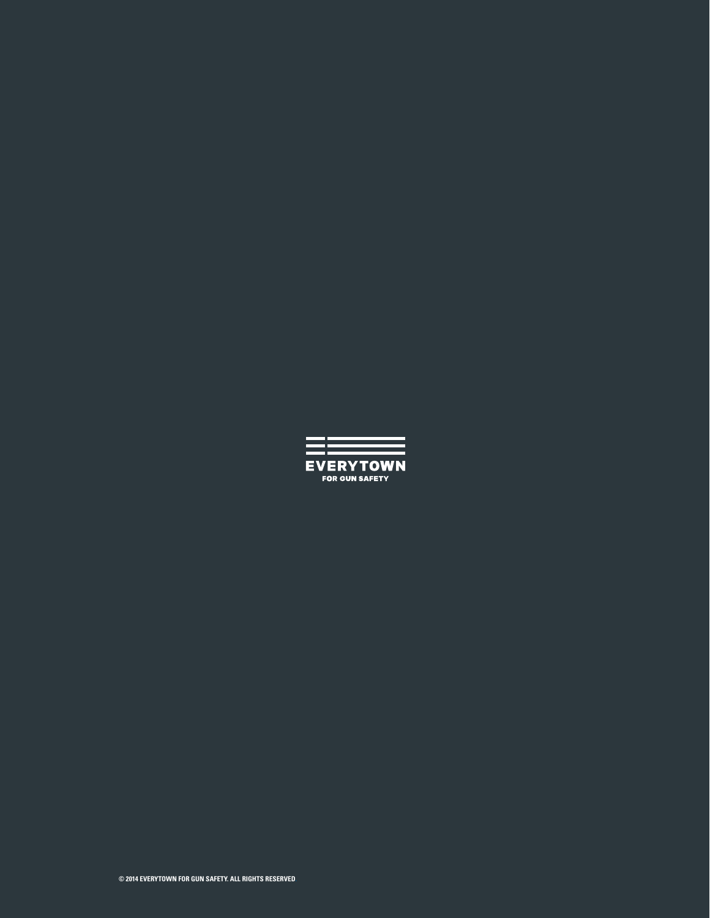EVERYTOWN

FOR GUN SAFETY

© 2014 EVERYTOWN FOR GUN SAFETY. ALL RIGHTS RESERVED